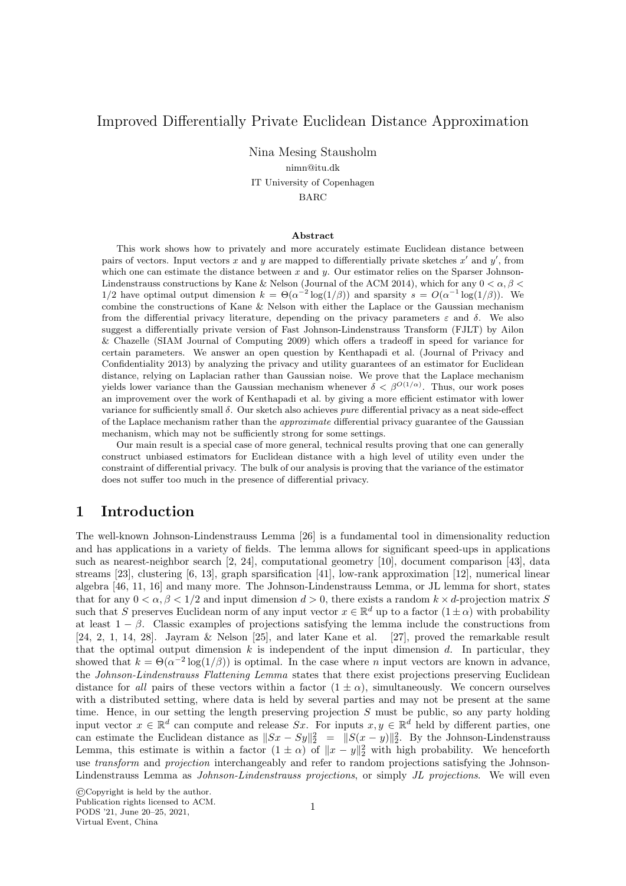# Improved Differentially Private Euclidean Distance Approximation

Nina Mesing Stausholm
nimn@itu.dk
IT University of Copenhagen
BARC

### Abstract

This work shows how to privately and more accurately estimate Euclidean distance between pairs of vectors. Input vectors $x$ and $y$ are mapped to differentially private sketches $x'$ and $y'$, from which one can estimate the distance between $x$ and $y$. Our estimator relies on the Sparser Johnson-Lindenstrauss constructions by Kane & Nelson (Journal of the ACM 2014), which for any $0 < \alpha, \beta < 1/2$ have optimal output dimension $k = \Theta(\alpha^{-2}\log(1/\beta))$ and sparsity $s = O(\alpha^{-1}\log(1/\beta))$. We combine the constructions of Kane & Nelson with either the Laplace or the Gaussian mechanism from the differential privacy literature, depending on the privacy parameters $\varepsilon$ and $\delta$. We also suggest a differentially private version of Fast Johnson-Lindenstrauss Transform (FJLT) by Ailon & Chazelle (SIAM Journal of Computing 2009) which offers a tradeoff in speed for variance for certain parameters. We answer an open question by Kenthapadi et al. (Journal of Privacy and Confidentiality 2013) by analyzing the privacy and utility guarantees of an estimator for Euclidean distance, relying on Laplacian rather than Gaussian noise. We prove that the Laplace mechanism yields lower variance than the Gaussian mechanism whenever $\delta < \beta^{O(1/\alpha)}$. Thus, our work poses an improvement over the work of Kenthapadi et al. by giving a more efficient estimator with lower variance for sufficiently small $\delta$. Our sketch also achieves *pure* differential privacy as a neat side-effect of the Laplace mechanism rather than the *approximate* differential privacy guarantee of the Gaussian mechanism, which may not be sufficiently strong for some settings.

Our main result is a special case of more general, technical results proving that one can generally construct unbiased estimators for Euclidean distance with a high level of utility even under the constraint of differential privacy. The bulk of our analysis is proving that the variance of the estimator does not suffer too much in the presence of differential privacy.

## 1 Introduction

The well-known Johnson-Lindenstrauss Lemma [26] is a fundamental tool in dimensionality reduction and has applications in a variety of fields. The lemma allows for significant speed-ups in applications such as nearest-neighbor search [2, 24], computational geometry [10], document comparison [43], data streams [23], clustering [6, 13], graph sparsification [41], low-rank approximation [12], numerical linear algebra [46, 11, 16] and many more. The Johnson-Lindenstrauss Lemma, or JL lemma for short, states that for any $0 < \alpha, \beta < 1/2$ and input dimension $d > 0$, there exists a random $k \times d$-projection matrix $S$ such that $S$ preserves Euclidean norm of any input vector $x \in \mathbb{R}^d$ up to a factor $(1 \pm \alpha)$ with probability at least $1 - \beta$. Classic examples of projections satisfying the lemma include the constructions from [24, 2, 1, 14, 28]. Jayram & Nelson [25], and later Kane et al. [27], proved the remarkable result that the optimal output dimension $k$ is independent of the input dimension $d$. In particular, they showed that $k = \Theta(\alpha^{-2}\log(1/\beta))$ is optimal. In the case where $n$ input vectors are known in advance, the *Johnson-Lindenstrauss Flattening Lemma* states that there exist projections preserving Euclidean distance for *all* pairs of these vectors within a factor $(1 \pm \alpha)$, simultaneously. We concern ourselves with a distributed setting, where data is held by several parties and may not be present at the same time. Hence, in our setting the length preserving projection $S$ must be public, so any party holding input vector $x \in \mathbb{R}^d$ can compute and release $Sx$. For inputs $x, y \in \mathbb{R}^d$ held by different parties, one can estimate the Euclidean distance as $\|Sx - Sy\|_2^2 = \|S(x - y)\|_2^2$. By the Johnson-Lindenstrauss Lemma, this estimate is within a factor $(1 \pm \alpha)$ of $\|x - y\|_2^2$ with high probability. We henceforth use *transform* and *projection* interchangeably and refer to random projections satisfying the Johnson-Lindenstrauss Lemma as *Johnson-Lindenstrauss projections*, or simply *JL projections*. We will even

©Copyright is held by the author.
Publication rights licensed to ACM.
PODS '21, June 20–25, 2021,
Virtual Event, China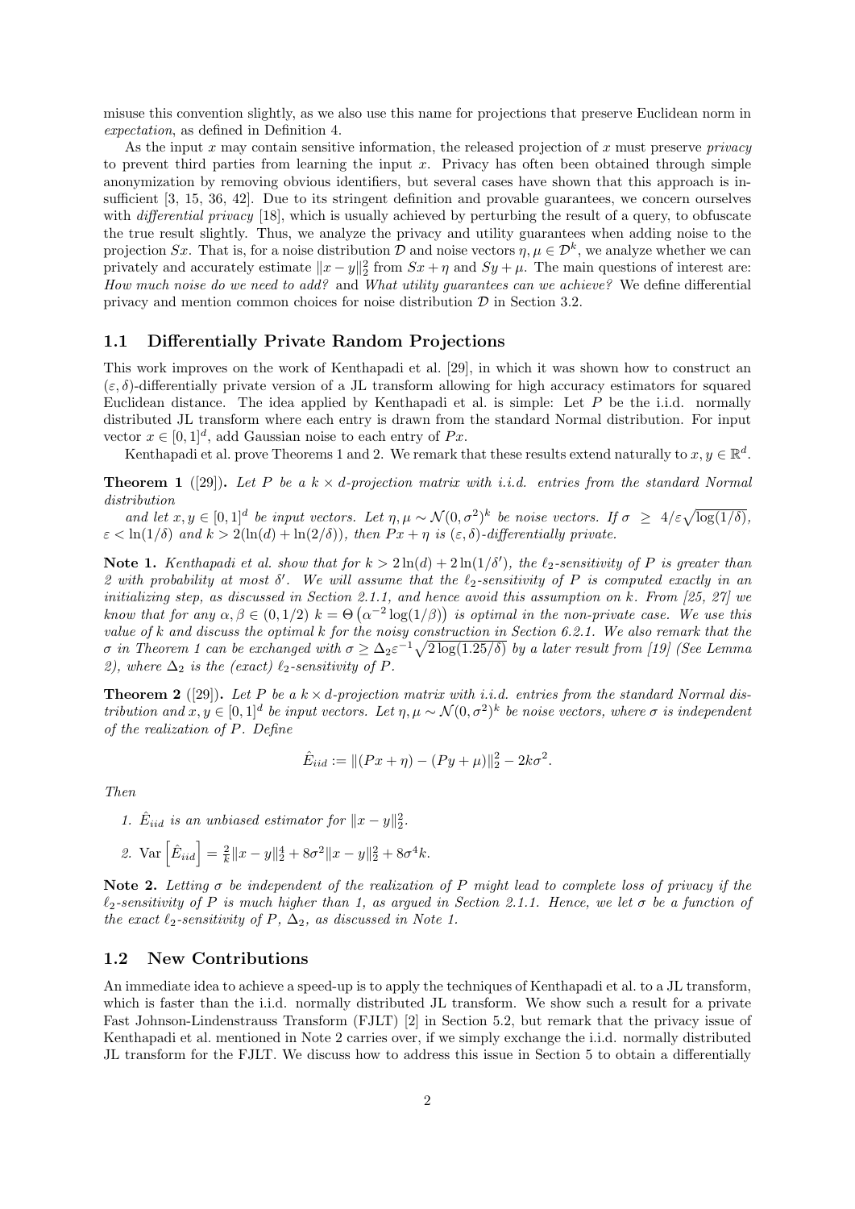misuse this convention slightly, as we also use this name for projections that preserve Euclidean norm in *expectation*, as defined in Definition 4.

As the input $x$ may contain sensitive information, the released projection of $x$ must preserve *privacy* to prevent third parties from learning the input $x$. Privacy has often been obtained through simple anonymization by removing obvious identifiers, but several cases have shown that this approach is insufficient [3, 15, 36, 42]. Due to its stringent definition and provable guarantees, we concern ourselves with *differential privacy* [18], which is usually achieved by perturbing the result of a query, to obfuscate the true result slightly. Thus, we analyze the privacy and utility guarantees when adding noise to the projection $Sx$. That is, for a noise distribution $\mathcal{D}$ and noise vectors $\eta, \mu \in \mathcal{D}^k$, we analyze whether we can privately and accurately estimate $\|x - y\|_2^2$ from $Sx + \eta$ and $Sy + \mu$. The main questions of interest are: *How much noise do we need to add?* and *What utility guarantees can we achieve?* We define differential privacy and mention common choices for noise distribution $\mathcal{D}$ in Section 3.2.

## 1.1 Differentially Private Random Projections

This work improves on the work of Kenthapadi et al. [29], in which it was shown how to construct an $(\varepsilon, \delta)$-differentially private version of a JL transform allowing for high accuracy estimators for squared Euclidean distance. The idea applied by Kenthapadi et al. is simple: Let $P$ be the i.i.d. normally distributed JL transform where each entry is drawn from the standard Normal distribution. For input vector $x \in [0,1]^d$, add Gaussian noise to each entry of $Px$.

Kenthapadi et al. prove Theorems 1 and 2. We remark that these results extend naturally to $x, y \in \mathbb{R}^d$.

**Theorem 1** ([29])**.** *Let $P$ be a $k \times d$-projection matrix with i.i.d. entries from the standard Normal distribution and let $x, y \in [0,1]^d$ be input vectors. Let $\eta, \mu \sim \mathcal{N}(0, \sigma^2)^k$ be noise vectors. If $\sigma \geq 4/\varepsilon\sqrt{\log(1/\delta)}$, $\varepsilon < \ln(1/\delta)$ and $k > 2(\ln(d) + \ln(2/\delta))$, then $Px + \eta$ is $(\varepsilon, \delta)$-differentially private.*

**Note 1.** *Kenthapadi et al. show that for $k > 2\ln(d) + 2\ln(1/\delta')$, the $\ell_2$-sensitivity of $P$ is greater than 2 with probability at most $\delta'$. We will assume that the $\ell_2$-sensitivity of $P$ is computed exactly in an initializing step, as discussed in Section 2.1.1, and hence avoid this assumption on $k$. From [25, 27] we know that for any $\alpha, \beta \in (0, 1/2)$ $k = \Theta\left(\alpha^{-2}\log(1/\beta)\right)$ is optimal in the non-private case. We use this value of $k$ and discuss the optimal $k$ for the noisy construction in Section 6.2.1. We also remark that the $\sigma$ in Theorem 1 can be exchanged with $\sigma \geq \Delta_2\varepsilon^{-1}\sqrt{2\log(1.25/\delta)}$ by a later result from [19] (See Lemma 2), where $\Delta_2$ is the (exact) $\ell_2$-sensitivity of $P$.*

**Theorem 2** ([29])**.** *Let $P$ be a $k \times d$-projection matrix with i.i.d. entries from the standard Normal distribution and $x, y \in [0,1]^d$ be input vectors. Let $\eta, \mu \sim \mathcal{N}(0, \sigma^2)^k$ be noise vectors, where $\sigma$ is independent of the realization of $P$. Define*

$$\hat{E}_{iid} := \|(Px + \eta) - (Py + \mu)\|_2^2 - 2k\sigma^2.$$

*Then*

1. *$\hat{E}_{iid}$ is an unbiased estimator for $\|x - y\|_2^2$.*
2. *$\mathrm{Var}\left[\hat{E}_{iid}\right] = \frac{2}{k}\|x - y\|_2^4 + 8\sigma^2\|x - y\|_2^2 + 8\sigma^4 k$.*

**Note 2.** *Letting $\sigma$ be independent of the realization of $P$ might lead to complete loss of privacy if the $\ell_2$-sensitivity of $P$ is much higher than 1, as argued in Section 2.1.1. Hence, we let $\sigma$ be a function of the exact $\ell_2$-sensitivity of $P$, $\Delta_2$, as discussed in Note 1.*

## 1.2 New Contributions

An immediate idea to achieve a speed-up is to apply the techniques of Kenthapadi et al. to a JL transform, which is faster than the i.i.d. normally distributed JL transform. We show such a result for a private Fast Johnson-Lindenstrauss Transform (FJLT) [2] in Section 5.2, but remark that the privacy issue of Kenthapadi et al. mentioned in Note 2 carries over, if we simply exchange the i.i.d. normally distributed JL transform for the FJLT. We discuss how to address this issue in Section 5 to obtain a differentially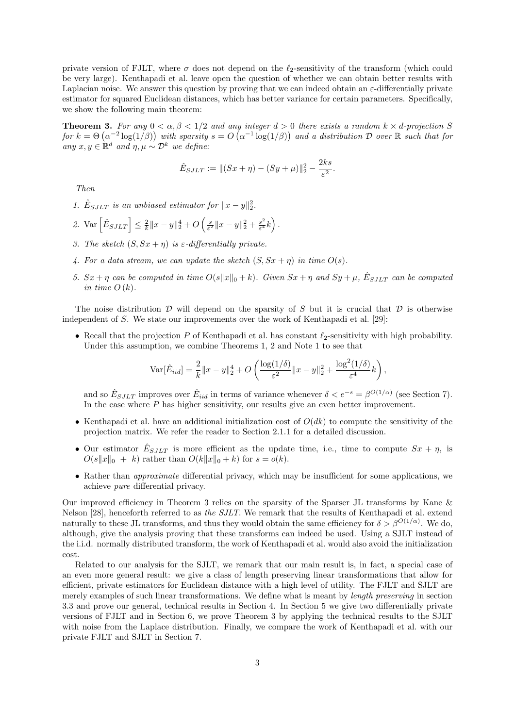private version of FJLT, where $\sigma$ does not depend on the $\ell_2$-sensitivity of the transform (which could be very large). Kenthapadi et al. leave open the question of whether we can obtain better results with Laplacian noise. We answer this question by proving that we can indeed obtain an $\varepsilon$-differentially private estimator for squared Euclidean distances, which has better variance for certain parameters. Specifically, we show the following main theorem:

**Theorem 3.** *For any $0 < \alpha, \beta < 1/2$ and any integer $d > 0$ there exists a random $k \times d$-projection $S$ for $k = \Theta\left(\alpha^{-2}\log(1/\beta)\right)$ with sparsity $s = O\left(\alpha^{-1}\log(1/\beta)\right)$ and a distribution $\mathcal{D}$ over $\mathbb{R}$ such that for any $x, y \in \mathbb{R}^d$ and $\eta, \mu \sim \mathcal{D}^k$ we define:*

$$\hat{E}_{SJLT} := \|(Sx + \eta) - (Sy + \mu)\|_2^2 - \frac{2ks}{\varepsilon^2}.$$

*Then*

1. *$\hat{E}_{SJLT}$ is an unbiased estimator for $\|x - y\|_2^2$.*
2. $\mathrm{Var}\left[\hat{E}_{SJLT}\right] \leq \frac{2}{k}\|x - y\|_2^4 + O\left(\frac{s}{\varepsilon^2}\|x - y\|_2^2 + \frac{s^2}{\varepsilon^4}k\right).$
3. *The sketch $(S, Sx + \eta)$ is $\varepsilon$-differentially private.*
4. *For a data stream, we can update the sketch $(S, Sx + \eta)$ in time $O(s)$.*
5. *$Sx + \eta$ can be computed in time $O(s\|x\|_0 + k)$. Given $Sx + \eta$ and $Sy + \mu$, $\hat{E}_{SJLT}$ can be computed in time $O(k)$.*

The noise distribution $\mathcal{D}$ will depend on the sparsity of $S$ but it is crucial that $\mathcal{D}$ is otherwise independent of $S$. We state our improvements over the work of Kenthapadi et al. [29]:

- Recall that the projection $P$ of Kenthapadi et al. has constant $\ell_2$-sensitivity with high probability. Under this assumption, we combine Theorems 1, 2 and Note 1 to see that

$$\mathrm{Var}[\hat{E}_{iid}] = \frac{2}{k}\|x - y\|_2^4 + O\left(\frac{\log(1/\delta)}{\varepsilon^2}\|x - y\|_2^2 + \frac{\log^2(1/\delta)}{\varepsilon^4}k\right),$$

  and so $\hat{E}_{SJLT}$ improves over $\hat{E}_{iid}$ in terms of variance whenever $\delta < e^{-s} = \beta^{O(1/\alpha)}$ (see Section 7). In the case where $P$ has higher sensitivity, our results give an even better improvement.

- Kenthapadi et al. have an additional initialization cost of $O(dk)$ to compute the sensitivity of the projection matrix. We refer the reader to Section 2.1.1 for a detailed discussion.

- Our estimator $\hat{E}_{SJLT}$ is more efficient as the update time, i.e., time to compute $Sx + \eta$, is $O(s\|x\|_0 + k)$ rather than $O(k\|x\|_0 + k)$ for $s = o(k)$.

- Rather than *approximate* differential privacy, which may be insufficient for some applications, we achieve *pure* differential privacy.

Our improved efficiency in Theorem 3 relies on the sparsity of the Sparser JL transforms by Kane & Nelson [28], henceforth referred to as *the SJLT*. We remark that the results of Kenthapadi et al. extend naturally to these JL transforms, and thus they would obtain the same efficiency for $\delta > \beta^{O(1/\alpha)}$. We do, although, give the analysis proving that these transforms can indeed be used. Using a SJLT instead of the i.i.d. normally distributed transform, the work of Kenthapadi et al. would also avoid the initialization cost.

Related to our analysis for the SJLT, we remark that our main result is, in fact, a special case of an even more general result: we give a class of length preserving linear transformations that allow for efficient, private estimators for Euclidean distance with a high level of utility. The FJLT and SJLT are merely examples of such linear transformations. We define what is meant by *length preserving* in section 3.3 and prove our general, technical results in Section 4. In Section 5 we give two differentially private versions of FJLT and in Section 6, we prove Theorem 3 by applying the technical results to the SJLT with noise from the Laplace distribution. Finally, we compare the work of Kenthapadi et al. with our private FJLT and SJLT in Section 7.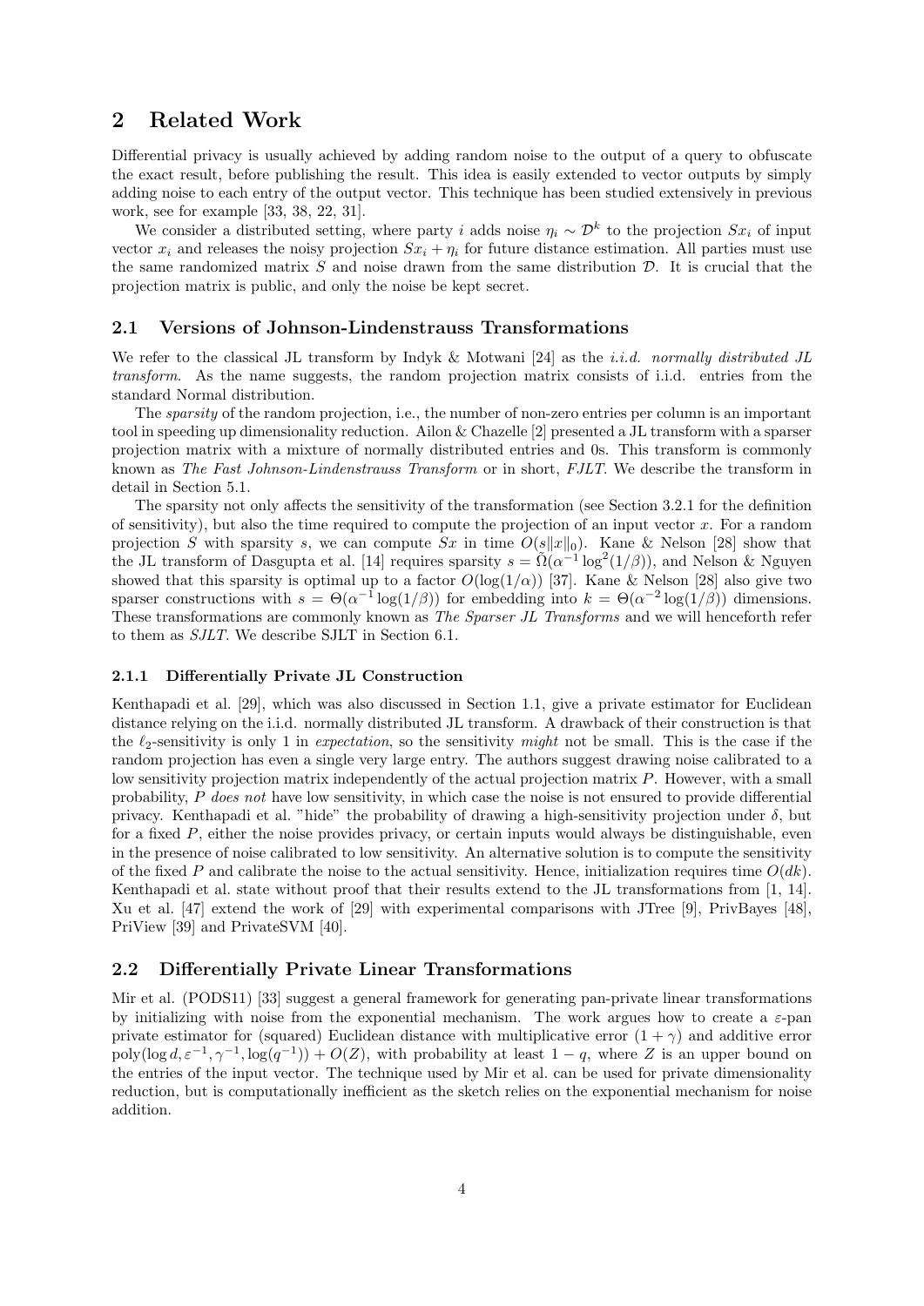## 2 Related Work

Differential privacy is usually achieved by adding random noise to the output of a query to obfuscate the exact result, before publishing the result. This idea is easily extended to vector outputs by simply adding noise to each entry of the output vector. This technique has been studied extensively in previous work, see for example [33, 38, 22, 31].

We consider a distributed setting, where party $i$ adds noise $\eta_i \sim \mathcal{D}^k$ to the projection $Sx_i$ of input vector $x_i$ and releases the noisy projection $Sx_i + \eta_i$ for future distance estimation. All parties must use the same randomized matrix $S$ and noise drawn from the same distribution $\mathcal{D}$. It is crucial that the projection matrix is public, and only the noise be kept secret.

### 2.1 Versions of Johnson-Lindenstrauss Transformations

We refer to the classical JL transform by Indyk & Motwani [24] as the *i.i.d. normally distributed JL transform*. As the name suggests, the random projection matrix consists of i.i.d. entries from the standard Normal distribution.

The *sparsity* of the random projection, i.e., the number of non-zero entries per column is an important tool in speeding up dimensionality reduction. Ailon & Chazelle [2] presented a JL transform with a sparser projection matrix with a mixture of normally distributed entries and 0s. This transform is commonly known as *The Fast Johnson-Lindenstrauss Transform* or in short, *FJLT*. We describe the transform in detail in Section 5.1.

The sparsity not only affects the sensitivity of the transformation (see Section 3.2.1 for the definition of sensitivity), but also the time required to compute the projection of an input vector $x$. For a random projection $S$ with sparsity $s$, we can compute $Sx$ in time $O(s\|x\|_0)$. Kane & Nelson [28] show that the JL transform of Dasgupta et al. [14] requires sparsity $s = \tilde{\Omega}(\alpha^{-1}\log^2(1/\beta))$, and Nelson & Nguyen showed that this sparsity is optimal up to a factor $O(\log(1/\alpha))$ [37]. Kane & Nelson [28] also give two sparser constructions with $s = \Theta(\alpha^{-1}\log(1/\beta))$ for embedding into $k = \Theta(\alpha^{-2}\log(1/\beta))$ dimensions. These transformations are commonly known as *The Sparser JL Transforms* and we will henceforth refer to them as *SJLT*. We describe SJLT in Section 6.1.

#### 2.1.1 Differentially Private JL Construction

Kenthapadi et al. [29], which was also discussed in Section 1.1, give a private estimator for Euclidean distance relying on the i.i.d. normally distributed JL transform. A drawback of their construction is that the $\ell_2$-sensitivity is only 1 in *expectation*, so the sensitivity *might* not be small. This is the case if the random projection has even a single very large entry. The authors suggest drawing noise calibrated to a low sensitivity projection matrix independently of the actual projection matrix $P$. However, with a small probability, $P$ *does not* have low sensitivity, in which case the noise is not ensured to provide differential privacy. Kenthapadi et al. "hide" the probability of drawing a high-sensitivity projection under $\delta$, but for a fixed $P$, either the noise provides privacy, or certain inputs would always be distinguishable, even in the presence of noise calibrated to low sensitivity. An alternative solution is to compute the sensitivity of the fixed $P$ and calibrate the noise to the actual sensitivity. Hence, initialization requires time $O(dk)$. Kenthapadi et al. state without proof that their results extend to the JL transformations from [1, 14]. Xu et al. [47] extend the work of [29] with experimental comparisons with JTree [9], PrivBayes [48], PriView [39] and PrivateSVM [40].

### 2.2 Differentially Private Linear Transformations

Mir et al. (PODS11) [33] suggest a general framework for generating pan-private linear transformations by initializing with noise from the exponential mechanism. The work argues how to create a $\varepsilon$-pan private estimator for (squared) Euclidean distance with multiplicative error $(1 + \gamma)$ and additive error $\text{poly}(\log d, \varepsilon^{-1}, \gamma^{-1}, \log(q^{-1})) + O(Z)$, with probability at least $1 - q$, where $Z$ is an upper bound on the entries of the input vector. The technique used by Mir et al. can be used for private dimensionality reduction, but is computationally inefficient as the sketch relies on the exponential mechanism for noise addition.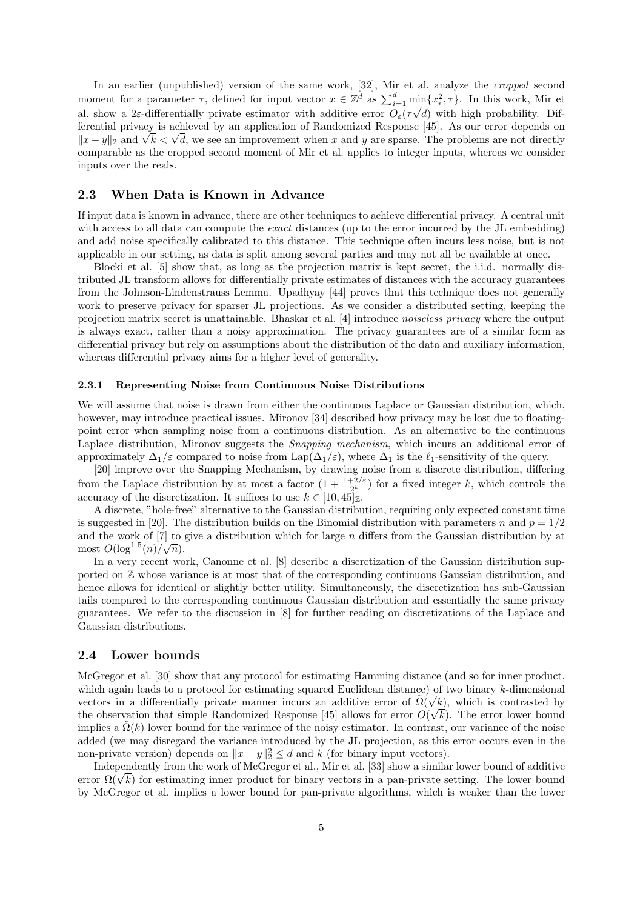In an earlier (unpublished) version of the same work, [32], Mir et al. analyze the *cropped* second moment for a parameter $\tau$, defined for input vector $x \in \mathbb{Z}^d$ as $\sum_{i=1}^{d} \min\{x_i^2, \tau\}$. In this work, Mir et al. show a $2\varepsilon$-differentially private estimator with additive error $O_\varepsilon(\tau\sqrt{d})$ with high probability. Differential privacy is achieved by an application of Randomized Response [45]. As our error depends on $\|x - y\|_2$ and $\sqrt{k} < \sqrt{d}$, we see an improvement when $x$ and $y$ are sparse. The problems are not directly comparable as the cropped second moment of Mir et al. applies to integer inputs, whereas we consider inputs over the reals.

## 2.3 When Data is Known in Advance

If input data is known in advance, there are other techniques to achieve differential privacy. A central unit with access to all data can compute the *exact* distances (up to the error incurred by the JL embedding) and add noise specifically calibrated to this distance. This technique often incurs less noise, but is not applicable in our setting, as data is split among several parties and may not all be available at once.

Blocki et al. [5] show that, as long as the projection matrix is kept secret, the i.i.d. normally distributed JL transform allows for differentially private estimates of distances with the accuracy guarantees from the Johnson-Lindenstrauss Lemma. Upadhyay [44] proves that this technique does not generally work to preserve privacy for sparser JL projections. As we consider a distributed setting, keeping the projection matrix secret is unattainable. Bhaskar et al. [4] introduce *noiseless privacy* where the output is always exact, rather than a noisy approximation. The privacy guarantees are of a similar form as differential privacy but rely on assumptions about the distribution of the data and auxiliary information, whereas differential privacy aims for a higher level of generality.

### 2.3.1 Representing Noise from Continuous Noise Distributions

We will assume that noise is drawn from either the continuous Laplace or Gaussian distribution, which, however, may introduce practical issues. Mironov [34] described how privacy may be lost due to floating-point error when sampling noise from a continuous distribution. As an alternative to the continuous Laplace distribution, Mironov suggests the *Snapping mechanism*, which incurs an additional error of approximately $\Delta_1/\varepsilon$ compared to noise from $\text{Lap}(\Delta_1/\varepsilon)$, where $\Delta_1$ is the $\ell_1$-sensitivity of the query.

[20] improve over the Snapping Mechanism, by drawing noise from a discrete distribution, differing from the Laplace distribution by at most a factor $(1 + \frac{1+2/\varepsilon}{2^k})$ for a fixed integer $k$, which controls the accuracy of the discretization. It suffices to use $k \in [10, 45]_{\mathbb{Z}}$.

A discrete, "hole-free" alternative to the Gaussian distribution, requiring only expected constant time is suggested in [20]. The distribution builds on the Binomial distribution with parameters $n$ and $p = 1/2$ and the work of [7] to give a distribution which for large $n$ differs from the Gaussian distribution by at most $O(\log^{1.5}(n)/\sqrt{n})$.

In a very recent work, Canonne et al. [8] describe a discretization of the Gaussian distribution supported on $\mathbb{Z}$ whose variance is at most that of the corresponding continuous Gaussian distribution, and hence allows for identical or slightly better utility. Simultaneously, the discretization has sub-Gaussian tails compared to the corresponding continuous Gaussian distribution and essentially the same privacy guarantees. We refer to the discussion in [8] for further reading on discretizations of the Laplace and Gaussian distributions.

## 2.4 Lower bounds

McGregor et al. [30] show that any protocol for estimating Hamming distance (and so for inner product, which again leads to a protocol for estimating squared Euclidean distance) of two binary $k$-dimensional vectors in a differentially private manner incurs an additive error of $\tilde{\Omega}(\sqrt{k})$, which is contrasted by the observation that simple Randomized Response [45] allows for error $O(\sqrt{k})$. The error lower bound implies a $\tilde{\Omega}(k)$ lower bound for the variance of the noisy estimator. In contrast, our variance of the noise added (we may disregard the variance introduced by the JL projection, as this error occurs even in the non-private version) depends on $\|x - y\|_2^2 \leq d$ and $k$ (for binary input vectors).

Independently from the work of McGregor et al., Mir et al. [33] show a similar lower bound of additive error $\Omega(\sqrt{k})$ for estimating inner product for binary vectors in a pan-private setting. The lower bound by McGregor et al. implies a lower bound for pan-private algorithms, which is weaker than the lower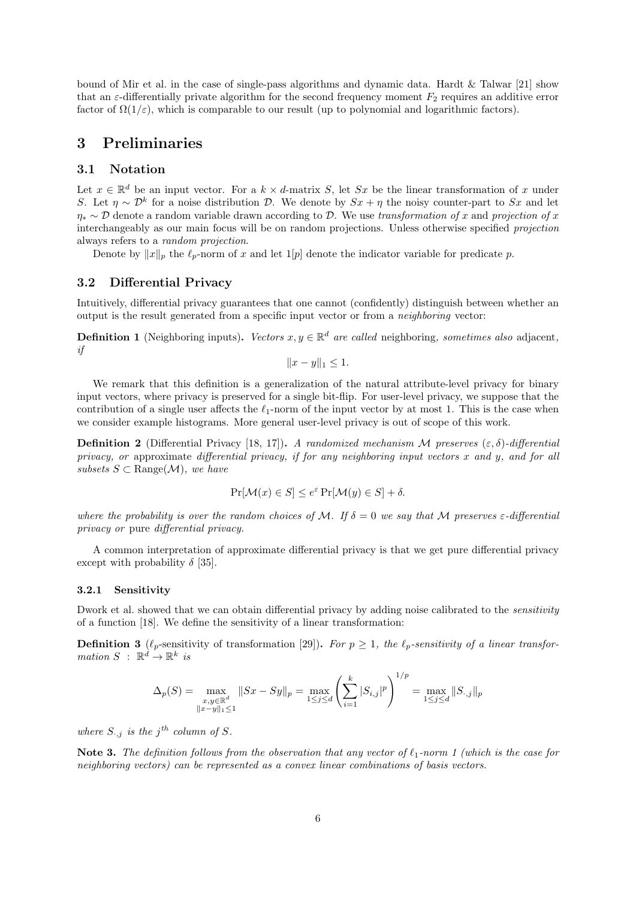bound of Mir et al. in the case of single-pass algorithms and dynamic data. Hardt & Talwar [21] show that an $\varepsilon$-differentially private algorithm for the second frequency moment $F_2$ requires an additive error factor of $\Omega(1/\varepsilon)$, which is comparable to our result (up to polynomial and logarithmic factors).

# 3 Preliminaries

## 3.1 Notation

Let $x \in \mathbb{R}^d$ be an input vector. For a $k \times d$-matrix $S$, let $Sx$ be the linear transformation of $x$ under $S$. Let $\eta \sim \mathcal{D}^k$ for a noise distribution $\mathcal{D}$. We denote by $Sx + \eta$ the noisy counter-part to $Sx$ and let $\eta_* \sim \mathcal{D}$ denote a random variable drawn according to $\mathcal{D}$. We use *transformation of* $x$ and *projection of* $x$ interchangeably as our main focus will be on random projections. Unless otherwise specified *projection* always refers to a *random projection*.

Denote by $\|x\|_p$ the $\ell_p$-norm of $x$ and let $1[p]$ denote the indicator variable for predicate $p$.

## 3.2 Differential Privacy

Intuitively, differential privacy guarantees that one cannot (confidently) distinguish between whether an output is the result generated from a specific input vector or from a *neighboring* vector:

**Definition 1** (Neighboring inputs)**.** *Vectors $x, y \in \mathbb{R}^d$ are called* neighboring*, sometimes also* adjacent*, if*

$$\|x - y\|_1 \leq 1.$$

We remark that this definition is a generalization of the natural attribute-level privacy for binary input vectors, where privacy is preserved for a single bit-flip. For user-level privacy, we suppose that the contribution of a single user affects the $\ell_1$-norm of the input vector by at most 1. This is the case when we consider example histograms. More general user-level privacy is out of scope of this work.

**Definition 2** (Differential Privacy [18, 17])**.** *A randomized mechanism $\mathcal{M}$ preserves $(\varepsilon, \delta)$-differential privacy, or* approximate *differential privacy, if for any neighboring input vectors $x$ and $y$, and for all subsets $S \subset \mathrm{Range}(\mathcal{M})$, we have*

$$\Pr[\mathcal{M}(x) \in S] \leq e^{\varepsilon} \Pr[\mathcal{M}(y) \in S] + \delta.$$

*where the probability is over the random choices of $\mathcal{M}$. If $\delta = 0$ we say that $\mathcal{M}$ preserves $\varepsilon$-differential privacy or* pure *differential privacy.*

A common interpretation of approximate differential privacy is that we get pure differential privacy except with probability $\delta$ [35].

### 3.2.1 Sensitivity

Dwork et al. showed that we can obtain differential privacy by adding noise calibrated to the *sensitivity* of a function [18]. We define the sensitivity of a linear transformation:

**Definition 3** ($\ell_p$-sensitivity of transformation [29])**.** *For $p \geq 1$, the $\ell_p$-sensitivity of a linear transformation $S : \mathbb{R}^d \to \mathbb{R}^k$ is*

$$\Delta_p(S) = \max_{\substack{x,y \in \mathbb{R}^d \\ \|x-y\|_1 \leq 1}} \|Sx - Sy\|_p = \max_{1 \leq j \leq d} \left( \sum_{i=1}^{k} |S_{i,j}|^p \right)^{1/p} = \max_{1 \leq j \leq d} \|S_{\cdot,j}\|_p$$

*where $S_{\cdot,j}$ is the $j^{th}$ column of $S$.*

**Note 3.** *The definition follows from the observation that any vector of $\ell_1$-norm 1 (which is the case for neighboring vectors) can be represented as a convex linear combinations of basis vectors.*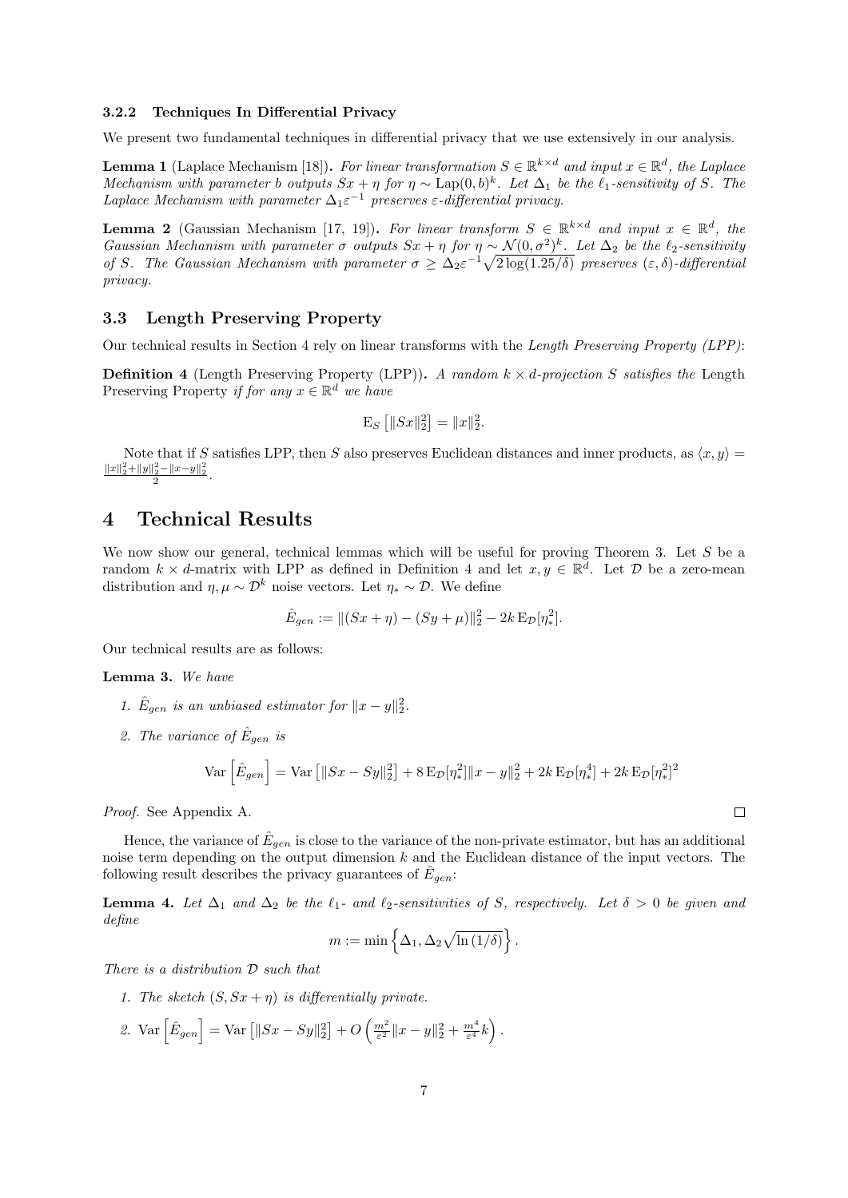### 3.2.2 Techniques In Differential Privacy

We present two fundamental techniques in differential privacy that we use extensively in our analysis.

**Lemma 1** (Laplace Mechanism [18]). *For linear transformation $S \in \mathbb{R}^{k\times d}$ and input $x \in \mathbb{R}^d$, the Laplace Mechanism with parameter $b$ outputs $Sx + \eta$ for $\eta \sim \mathrm{Lap}(0, b)^k$. Let $\Delta_1$ be the $\ell_1$-sensitivity of $S$. The Laplace Mechanism with parameter $\Delta_1 \varepsilon^{-1}$ preserves $\varepsilon$-differential privacy.*

**Lemma 2** (Gaussian Mechanism [17, 19]). *For linear transform $S \in \mathbb{R}^{k\times d}$ and input $x \in \mathbb{R}^d$, the Gaussian Mechanism with parameter $\sigma$ outputs $Sx + \eta$ for $\eta \sim \mathcal{N}(0, \sigma^2)^k$. Let $\Delta_2$ be the $\ell_2$-sensitivity of $S$. The Gaussian Mechanism with parameter $\sigma \geq \Delta_2 \varepsilon^{-1}\sqrt{2\log(1.25/\delta)}$ preserves $(\varepsilon, \delta)$-differential privacy.*

## 3.3 Length Preserving Property

Our technical results in Section 4 rely on linear transforms with the *Length Preserving Property (LPP)*:

**Definition 4** (Length Preserving Property (LPP)). *A random $k \times d$-projection $S$ satisfies the* Length Preserving Property *if for any $x \in \mathbb{R}^d$ we have*

$$\mathrm{E}_S\left[\|Sx\|_2^2\right] = \|x\|_2^2.$$

Note that if $S$ satisfies LPP, then $S$ also preserves Euclidean distances and inner products, as $\langle x, y\rangle = \frac{\|x\|_2^2+\|y\|_2^2-\|x-y\|_2^2}{2}$.

# 4 Technical Results

We now show our general, technical lemmas which will be useful for proving Theorem 3. Let $S$ be a random $k \times d$-matrix with LPP as defined in Definition 4 and let $x, y \in \mathbb{R}^d$. Let $\mathcal{D}$ be a zero-mean distribution and $\eta, \mu \sim \mathcal{D}^k$ noise vectors. Let $\eta_* \sim \mathcal{D}$. We define

$$\hat{E}_{gen} := \|(Sx + \eta) - (Sy + \mu)\|_2^2 - 2k\,\mathrm{E}_{\mathcal{D}}[\eta_*^2].$$

Our technical results are as follows:

**Lemma 3.** *We have*

1. *$\hat{E}_{gen}$ is an unbiased estimator for $\|x - y\|_2^2$.*
2. *The variance of $\hat{E}_{gen}$ is*

$$\mathrm{Var}\left[\hat{E}_{gen}\right] = \mathrm{Var}\left[\|Sx - Sy\|_2^2\right] + 8\,\mathrm{E}_{\mathcal{D}}[\eta_*^2]\|x - y\|_2^2 + 2k\,\mathrm{E}_{\mathcal{D}}[\eta_*^4] + 2k\,\mathrm{E}_{\mathcal{D}}[\eta_*^2]^2$$

*Proof.* See Appendix A. □

Hence, the variance of $\hat{E}_{gen}$ is close to the variance of the non-private estimator, but has an additional noise term depending on the output dimension $k$ and the Euclidean distance of the input vectors. The following result describes the privacy guarantees of $\hat{E}_{gen}$:

**Lemma 4.** *Let $\Delta_1$ and $\Delta_2$ be the $\ell_1$- and $\ell_2$-sensitivities of $S$, respectively. Let $\delta > 0$ be given and define*

$$m := \min\left\{\Delta_1, \Delta_2\sqrt{\ln(1/\delta)}\right\}.$$

*There is a distribution $\mathcal{D}$ such that*

1. *The sketch $(S, Sx + \eta)$ is differentially private.*
2. *$\mathrm{Var}\left[\hat{E}_{gen}\right] = \mathrm{Var}\left[\|Sx - Sy\|_2^2\right] + O\left(\frac{m^2}{\varepsilon^2}\|x - y\|_2^2 + \frac{m^4}{\varepsilon^4}k\right)$.*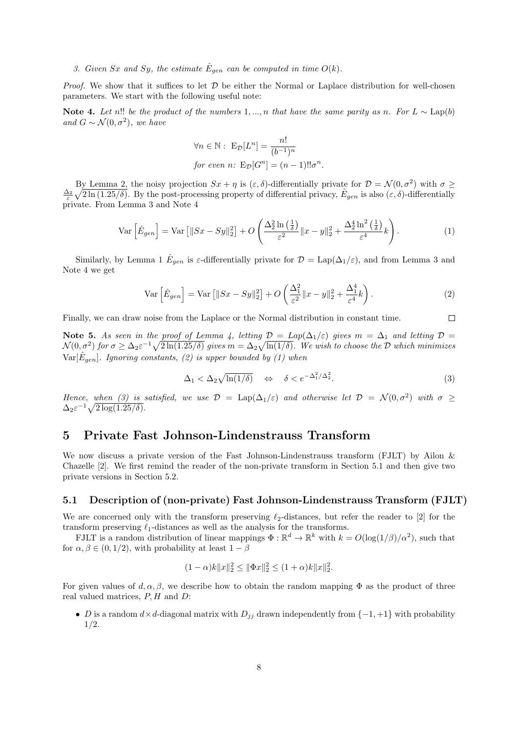*3. Given $Sx$ and $Sy$, the estimate $\hat{E}_{gen}$ can be computed in time $O(k)$.*

*Proof.* We show that it suffices to let $\mathcal{D}$ be either the Normal or Laplace distribution for well-chosen parameters. We start with the following useful note:

**Note 4.** *Let $n!!$ be the product of the numbers $1,...,n$ that have the same parity as $n$. For $L \sim \text{Lap}(b)$ and $G \sim \mathcal{N}(0,\sigma^2)$, we have*

$$\forall n \in \mathbb{N}: \ \mathrm{E}_{\mathcal{D}}[L^n] = \frac{n!}{(b^{-1})^n}$$
$$\text{for even } n\text{: } \mathrm{E}_{\mathcal{D}}[G^n] = (n-1)!!\sigma^n.$$

By Lemma 2, the noisy projection $Sx + \eta$ is $(\varepsilon, \delta)$-differentially private for $\mathcal{D} = \mathcal{N}(0,\sigma^2)$ with $\sigma \geq \frac{\Delta_2}{\varepsilon}\sqrt{2\ln(1.25/\delta)}$. By the post-processing property of differential privacy, $\hat{E}_{gen}$ is also $(\varepsilon, \delta)$-differentially private. From Lemma 3 and Note 4

$$\mathrm{Var}\left[\hat{E}_{gen}\right] = \mathrm{Var}\left[\|Sx - Sy\|_2^2\right] + O\left(\frac{\Delta_2^2 \ln\left(\frac{1}{\delta}\right)}{\varepsilon^2}\|x-y\|_2^2 + \frac{\Delta_2^4 \ln^2\left(\frac{1}{\delta}\right)}{\varepsilon^4}k\right). \tag{1}$$

Similarly, by Lemma 1 $\hat{E}_{gen}$ is $\varepsilon$-differentially private for $\mathcal{D} = \text{Lap}(\Delta_1/\varepsilon)$, and from Lemma 3 and Note 4 we get

$$\mathrm{Var}\left[\hat{E}_{gen}\right] = \mathrm{Var}\left[\|Sx - Sy\|_2^2\right] + O\left(\frac{\Delta_1^2}{\varepsilon^2}\|x-y\|_2^2 + \frac{\Delta_1^4}{\varepsilon^4}k\right). \tag{2}$$

Finally, we can draw noise from the Laplace or the Normal distribution in constant time. $\square$

**Note 5.** *As seen in the proof of Lemma 4, letting $\mathcal{D} = Lap(\Delta_1/\varepsilon)$ gives $m = \Delta_1$ and letting $\mathcal{D} = \mathcal{N}(0,\sigma^2)$ for $\sigma \geq \Delta_2\varepsilon^{-1}\sqrt{2\ln(1.25/\delta)}$ gives $m = \Delta_2\sqrt{\ln(1/\delta)}$. We wish to choose the $\mathcal{D}$ which minimizes $\mathrm{Var}[\hat{E}_{gen}]$. Ignoring constants, (2) is upper bounded by (1) when*

$$\Delta_1 < \Delta_2\sqrt{\ln(1/\delta)} \quad \Leftrightarrow \quad \delta < e^{-\Delta_1^2/\Delta_2^2}. \tag{3}$$

*Hence, when (3) is satisfied, we use $\mathcal{D} = \text{Lap}(\Delta_1/\varepsilon)$ and otherwise let $\mathcal{D} = \mathcal{N}(0,\sigma^2)$ with $\sigma \geq \Delta_2\varepsilon^{-1}\sqrt{2\log(1.25/\delta)}$.*

## 5 Private Fast Johnson-Lindenstrauss Transform

We now discuss a private version of the Fast Johnson-Lindenstrauss transform (FJLT) by Ailon & Chazelle [2]. We first remind the reader of the non-private transform in Section 5.1 and then give two private versions in Section 5.2.

### 5.1 Description of (non-private) Fast Johnson-Lindenstrauss Transform (FJLT)

We are concerned only with the transform preserving $\ell_2$-distances, but refer the reader to [2] for the transform preserving $\ell_1$-distances as well as the analysis for the transforms.

FJLT is a random distribution of linear mappings $\Phi : \mathbb{R}^d \to \mathbb{R}^k$ with $k = O(\log(1/\beta)/\alpha^2)$, such that for $\alpha, \beta \in (0, 1/2)$, with probability at least $1-\beta$

$$(1-\alpha)k\|x\|_2^2 \leq \|\Phi x\|_2^2 \leq (1+\alpha)k\|x\|_2^2.$$

For given values of $d, \alpha, \beta$, we describe how to obtain the random mapping $\Phi$ as the product of three real valued matrices, $P, H$ and $D$:

- $D$ is a random $d \times d$-diagonal matrix with $D_{jj}$ drawn independently from $\{-1, +1\}$ with probability $1/2$.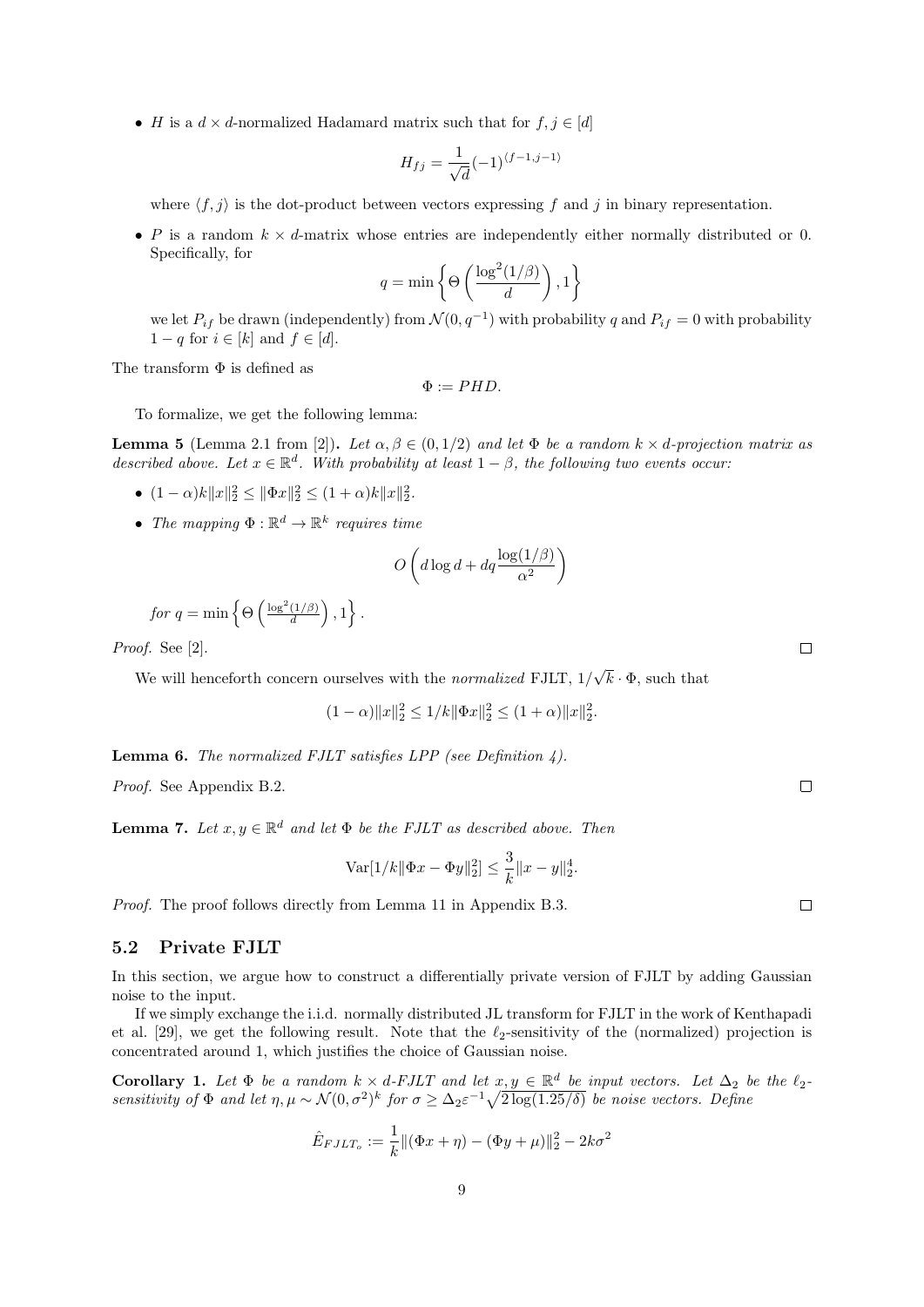- $H$ is a $d \times d$-normalized Hadamard matrix such that for $f, j \in [d]$

$$H_{fj} = \frac{1}{\sqrt{d}}(-1)^{\langle f-1, j-1 \rangle}$$

  where $\langle f, j \rangle$ is the dot-product between vectors expressing $f$ and $j$ in binary representation.

- $P$ is a random $k \times d$-matrix whose entries are independently either normally distributed or 0. Specifically, for

$$q = \min\left\{ \Theta\left( \frac{\log^2(1/\beta)}{d} \right), 1 \right\}$$

  we let $P_{if}$ be drawn (independently) from $\mathcal{N}(0, q^{-1})$ with probability $q$ and $P_{if} = 0$ with probability $1 - q$ for $i \in [k]$ and $f \in [d]$.

The transform $\Phi$ is defined as

$$\Phi := PHD.$$

To formalize, we get the following lemma:

**Lemma 5** (Lemma 2.1 from [2])**.** *Let $\alpha, \beta \in (0, 1/2)$ and let $\Phi$ be a random $k \times d$-projection matrix as described above. Let $x \in \mathbb{R}^d$. With probability at least $1 - \beta$, the following two events occur:*

- $(1-\alpha)k\|x\|_2^2 \leq \|\Phi x\|_2^2 \leq (1+\alpha)k\|x\|_2^2$.
- *The mapping $\Phi : \mathbb{R}^d \to \mathbb{R}^k$ requires time*

$$O\left( d \log d + dq \frac{\log(1/\beta)}{\alpha^2} \right)$$

*for $q = \min\left\{ \Theta\left( \frac{\log^2(1/\beta)}{d} \right), 1 \right\}$.*

*Proof.* See [2]. □

We will henceforth concern ourselves with the *normalized* FJLT, $1/\sqrt{k} \cdot \Phi$, such that

$$(1-\alpha)\|x\|_2^2 \leq 1/k\|\Phi x\|_2^2 \leq (1+\alpha)\|x\|_2^2.$$

**Lemma 6.** *The normalized FJLT satisfies LPP (see Definition 4).*

*Proof.* See Appendix B.2. □

**Lemma 7.** *Let $x, y \in \mathbb{R}^d$ and let $\Phi$ be the FJLT as described above. Then*

$$\mathrm{Var}[1/k\|\Phi x - \Phi y\|_2^2] \leq \frac{3}{k}\|x - y\|_2^4.$$

*Proof.* The proof follows directly from Lemma 11 in Appendix B.3. □

### 5.2 Private FJLT

In this section, we argue how to construct a differentially private version of FJLT by adding Gaussian noise to the input.

If we simply exchange the i.i.d. normally distributed JL transform for FJLT in the work of Kenthapadi et al. [29], we get the following result. Note that the $\ell_2$-sensitivity of the (normalized) projection is concentrated around 1, which justifies the choice of Gaussian noise.

**Corollary 1.** *Let $\Phi$ be a random $k \times d$-FJLT and let $x, y \in \mathbb{R}^d$ be input vectors. Let $\Delta_2$ be the $\ell_2$-sensitivity of $\Phi$ and let $\eta, \mu \sim \mathcal{N}(0, \sigma^2)^k$ for $\sigma \geq \Delta_2 \varepsilon^{-1}\sqrt{2\log(1.25/\delta)}$ be noise vectors. Define*

$$\hat{E}_{FJLT_o} := \frac{1}{k}\|(\Phi x + \eta) - (\Phi y + \mu)\|_2^2 - 2k\sigma^2$$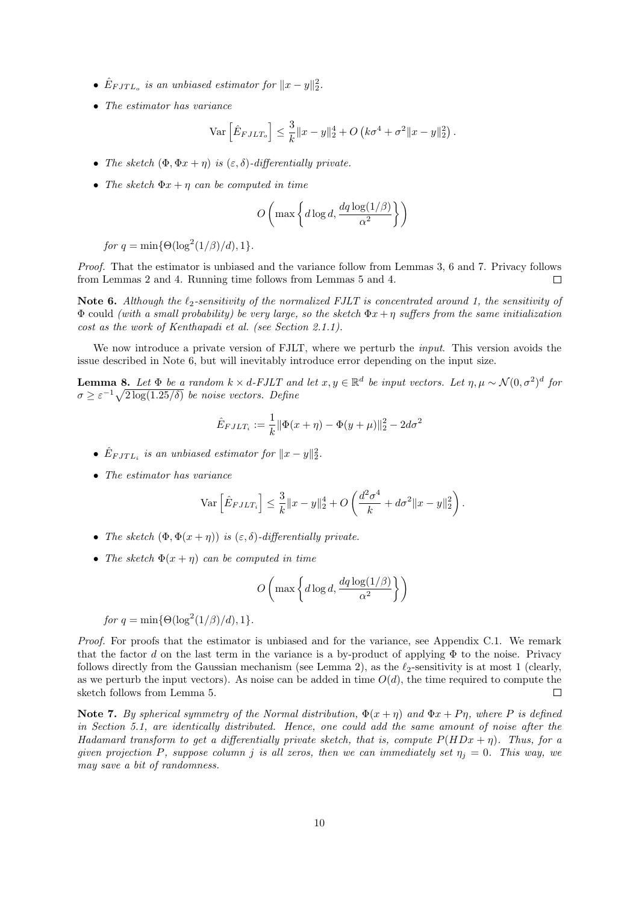- $\hat{E}_{FJTL_o}$ *is an unbiased estimator for* $\|x-y\|_2^2$.
- *The estimator has variance*

$$\mathrm{Var}\left[\hat{E}_{FJLT_o}\right] \leq \frac{3}{k}\|x-y\|_2^4 + O\left(k\sigma^4 + \sigma^2\|x-y\|_2^2\right).$$

- *The sketch* $(\Phi, \Phi x + \eta)$ *is* $(\varepsilon, \delta)$*-differentially private.*
- *The sketch* $\Phi x + \eta$ *can be computed in time*

$$O\left(\max\left\{d\log d, \frac{dq\log(1/\beta)}{\alpha^2}\right\}\right)$$

*for* $q = \min\{\Theta(\log^2(1/\beta)/d), 1\}$.

*Proof.* That the estimator is unbiased and the variance follow from Lemmas 3, 6 and 7. Privacy follows from Lemmas 2 and 4. Running time follows from Lemmas 5 and 4. $\square$

**Note 6.** *Although the* $\ell_2$*-sensitivity of the normalized FJLT is concentrated around 1, the sensitivity of* $\Phi$ *could (with a small probability) be very large, so the sketch* $\Phi x + \eta$ *suffers from the same initialization cost as the work of Kenthapadi et al. (see Section 2.1.1).*

We now introduce a private version of FJLT, where we perturb the *input*. This version avoids the issue described in Note 6, but will inevitably introduce error depending on the input size.

**Lemma 8.** *Let* $\Phi$ *be a random* $k \times d$*-FJLT and let* $x, y \in \mathbb{R}^d$ *be input vectors. Let* $\eta, \mu \sim \mathcal{N}(0, \sigma^2)^d$ *for* $\sigma \geq \varepsilon^{-1}\sqrt{2\log(1.25/\delta)}$ *be noise vectors. Define*

$$\hat{E}_{FJLT_i} := \frac{1}{k}\|\Phi(x+\eta) - \Phi(y+\mu)\|_2^2 - 2d\sigma^2$$

- $\hat{E}_{FJTL_i}$ *is an unbiased estimator for* $\|x-y\|_2^2$.
- *The estimator has variance*

$$\mathrm{Var}\left[\hat{E}_{FJLT_i}\right] \leq \frac{3}{k}\|x-y\|_2^4 + O\left(\frac{d^2\sigma^4}{k} + d\sigma^2\|x-y\|_2^2\right).$$

- *The sketch* $(\Phi, \Phi(x+\eta))$ *is* $(\varepsilon, \delta)$*-differentially private.*
- *The sketch* $\Phi(x+\eta)$ *can be computed in time*

$$O\left(\max\left\{d\log d, \frac{dq\log(1/\beta)}{\alpha^2}\right\}\right)$$

*for* $q = \min\{\Theta(\log^2(1/\beta)/d), 1\}$.

*Proof.* For proofs that the estimator is unbiased and for the variance, see Appendix C.1. We remark that the factor $d$ on the last term in the variance is a by-product of applying $\Phi$ to the noise. Privacy follows directly from the Gaussian mechanism (see Lemma 2), as the $\ell_2$-sensitivity is at most 1 (clearly, as we perturb the input vectors). As noise can be added in time $O(d)$, the time required to compute the sketch follows from Lemma 5. $\square$

**Note 7.** *By spherical symmetry of the Normal distribution,* $\Phi(x+\eta)$ *and* $\Phi x + P\eta$*, where* $P$ *is defined in Section 5.1, are identically distributed. Hence, one could add the same amount of noise after the Hadamard transform to get a differentially private sketch, that is, compute* $P(HDx + \eta)$*. Thus, for a given projection* $P$*, suppose column* $j$ *is all zeros, then we can immediately set* $\eta_j = 0$*. This way, we may save a bit of randomness.*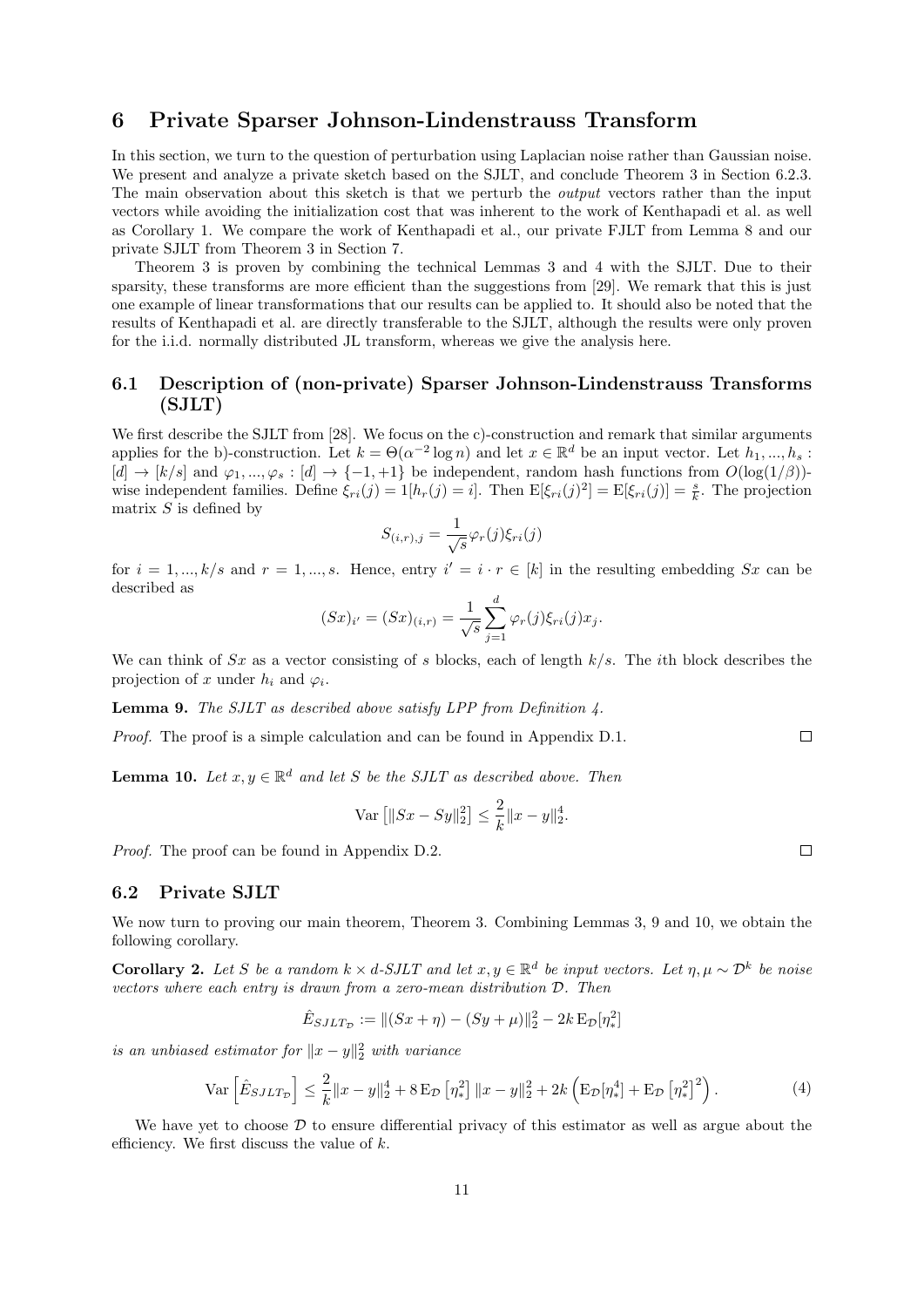# 6 Private Sparser Johnson-Lindenstrauss Transform

In this section, we turn to the question of perturbation using Laplacian noise rather than Gaussian noise. We present and analyze a private sketch based on the SJLT, and conclude Theorem 3 in Section 6.2.3. The main observation about this sketch is that we perturb the *output* vectors rather than the input vectors while avoiding the initialization cost that was inherent to the work of Kenthapadi et al. as well as Corollary 1. We compare the work of Kenthapadi et al., our private FJLT from Lemma 8 and our private SJLT from Theorem 3 in Section 7.

Theorem 3 is proven by combining the technical Lemmas 3 and 4 with the SJLT. Due to their sparsity, these transforms are more efficient than the suggestions from [29]. We remark that this is just one example of linear transformations that our results can be applied to. It should also be noted that the results of Kenthapadi et al. are directly transferable to the SJLT, although the results were only proven for the i.i.d. normally distributed JL transform, whereas we give the analysis here.

## 6.1 Description of (non-private) Sparser Johnson-Lindenstrauss Transforms (SJLT)

We first describe the SJLT from [28]. We focus on the c)-construction and remark that similar arguments applies for the b)-construction. Let $k = \Theta(\alpha^{-2} \log n)$ and let $x \in \mathbb{R}^d$ be an input vector. Let $h_1, ..., h_s : [d] \to [k/s]$ and $\varphi_1, ..., \varphi_s : [d] \to \{-1, +1\}$ be independent, random hash functions from $O(\log(1/\beta))$-wise independent families. Define $\xi_{ri}(j) = 1[h_r(j) = i]$. Then $\mathrm{E}[\xi_{ri}(j)^2] = \mathrm{E}[\xi_{ri}(j)] = \frac{s}{k}$. The projection matrix $S$ is defined by

$$S_{(i,r),j} = \frac{1}{\sqrt{s}} \varphi_r(j) \xi_{ri}(j)$$

for $i = 1, ..., k/s$ and $r = 1, ..., s$. Hence, entry $i' = i \cdot r \in [k]$ in the resulting embedding $Sx$ can be described as

$$(Sx)_{i'} = (Sx)_{(i,r)} = \frac{1}{\sqrt{s}} \sum_{j=1}^{d} \varphi_r(j) \xi_{ri}(j) x_j.$$

We can think of $Sx$ as a vector consisting of $s$ blocks, each of length $k/s$. The $i$th block describes the projection of $x$ under $h_i$ and $\varphi_i$.

**Lemma 9.** *The SJLT as described above satisfy LPP from Definition 4.*

*Proof.* The proof is a simple calculation and can be found in Appendix D.1. ∎

**Lemma 10.** *Let $x, y \in \mathbb{R}^d$ and let $S$ be the SJLT as described above. Then*

$$\mathrm{Var}\left[\|Sx - Sy\|_2^2\right] \leq \frac{2}{k} \|x - y\|_2^4.$$

*Proof.* The proof can be found in Appendix D.2. ∎

## 6.2 Private SJLT

We now turn to proving our main theorem, Theorem 3. Combining Lemmas 3, 9 and 10, we obtain the following corollary.

**Corollary 2.** *Let $S$ be a random $k \times d$-SJLT and let $x, y \in \mathbb{R}^d$ be input vectors. Let $\eta, \mu \sim \mathcal{D}^k$ be noise vectors where each entry is drawn from a zero-mean distribution $\mathcal{D}$. Then*

$$\hat{E}_{SJLT_{\mathcal{D}}} := \|(Sx + \eta) - (Sy + \mu)\|_2^2 - 2k \,\mathrm{E}_{\mathcal{D}}[\eta_*^2]$$

*is an unbiased estimator for $\|x - y\|_2^2$ with variance*

$$\mathrm{Var}\left[\hat{E}_{SJLT_{\mathcal{D}}}\right] \leq \frac{2}{k} \|x - y\|_2^4 + 8 \,\mathrm{E}_{\mathcal{D}}\left[\eta_*^2\right] \|x - y\|_2^2 + 2k \left(\mathrm{E}_{\mathcal{D}}[\eta_*^4] + \mathrm{E}_{\mathcal{D}}\left[\eta_*^2\right]^2\right). \tag{4}$$

We have yet to choose $\mathcal{D}$ to ensure differential privacy of this estimator as well as argue about the efficiency. We first discuss the value of $k$.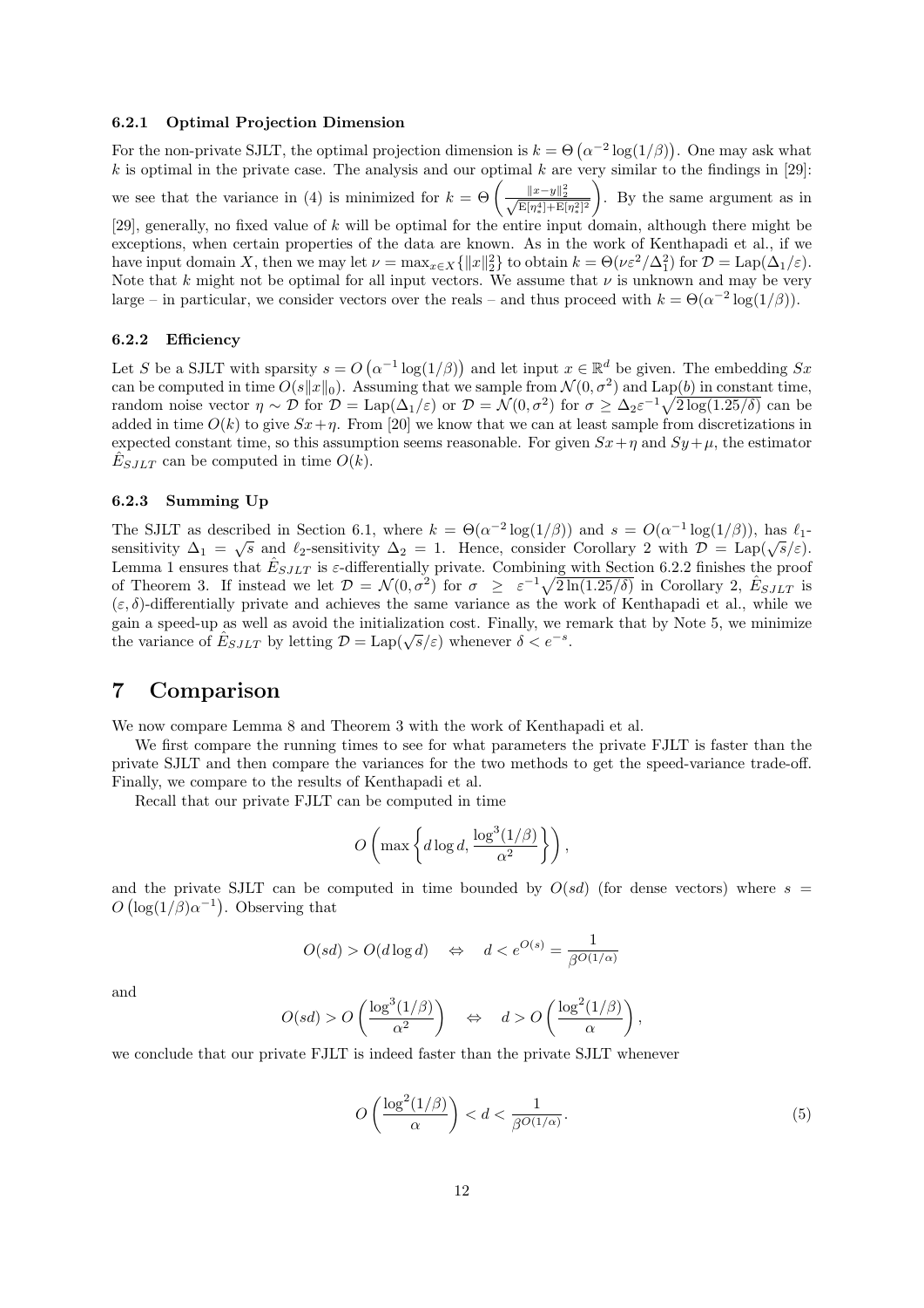#### 6.2.1 Optimal Projection Dimension

For the non-private SJLT, the optimal projection dimension is $k = \Theta\left(\alpha^{-2}\log(1/\beta)\right)$. One may ask what $k$ is optimal in the private case. The analysis and our optimal $k$ are very similar to the findings in [29]: we see that the variance in (4) is minimized for $k = \Theta\left(\frac{\|x-y\|_2^2}{\sqrt{\mathrm{E}[\eta_*^4]+\mathrm{E}[\eta_*^2]^2}}\right)$. By the same argument as in [29], generally, no fixed value of $k$ will be optimal for the entire input domain, although there might be exceptions, when certain properties of the data are known. As in the work of Kenthapadi et al., if we have input domain $X$, then we may let $\nu = \max_{x\in X}\{\|x\|_2^2\}$ to obtain $k = \Theta(\nu\varepsilon^2/\Delta_1^2)$ for $\mathcal{D} = \mathrm{Lap}(\Delta_1/\varepsilon)$. Note that $k$ might not be optimal for all input vectors. We assume that $\nu$ is unknown and may be very large – in particular, we consider vectors over the reals – and thus proceed with $k = \Theta(\alpha^{-2}\log(1/\beta))$.

#### 6.2.2 Efficiency

Let $S$ be a SJLT with sparsity $s = O\left(\alpha^{-1}\log(1/\beta)\right)$ and let input $x \in \mathbb{R}^d$ be given. The embedding $Sx$ can be computed in time $O(s\|x\|_0)$. Assuming that we sample from $\mathcal{N}(0,\sigma^2)$ and $\mathrm{Lap}(b)$ in constant time, random noise vector $\eta \sim \mathcal{D}$ for $\mathcal{D} = \mathrm{Lap}(\Delta_1/\varepsilon)$ or $\mathcal{D} = \mathcal{N}(0,\sigma^2)$ for $\sigma \geq \Delta_2\varepsilon^{-1}\sqrt{2\log(1.25/\delta)}$ can be added in time $O(k)$ to give $Sx+\eta$. From [20] we know that we can at least sample from discretizations in expected constant time, so this assumption seems reasonable. For given $Sx+\eta$ and $Sy+\mu$, the estimator $\hat{E}_{SJLT}$ can be computed in time $O(k)$.

#### 6.2.3 Summing Up

The SJLT as described in Section 6.1, where $k = \Theta(\alpha^{-2}\log(1/\beta))$ and $s = O(\alpha^{-1}\log(1/\beta))$, has $\ell_1$-sensitivity $\Delta_1 = \sqrt{s}$ and $\ell_2$-sensitivity $\Delta_2 = 1$. Hence, consider Corollary 2 with $\mathcal{D} = \mathrm{Lap}(\sqrt{s}/\varepsilon)$. Lemma 1 ensures that $\hat{E}_{SJLT}$ is $\varepsilon$-differentially private. Combining with Section 6.2.2 finishes the proof of Theorem 3. If instead we let $\mathcal{D} = \mathcal{N}(0,\sigma^2)$ for $\sigma \geq \varepsilon^{-1}\sqrt{2\ln(1.25/\delta)}$ in Corollary 2, $\hat{E}_{SJLT}$ is $(\varepsilon,\delta)$-differentially private and achieves the same variance as the work of Kenthapadi et al., while we gain a speed-up as well as avoid the initialization cost. Finally, we remark that by Note 5, we minimize the variance of $\hat{E}_{SJLT}$ by letting $\mathcal{D} = \mathrm{Lap}(\sqrt{s}/\varepsilon)$ whenever $\delta < e^{-s}$.

# 7 Comparison

We now compare Lemma 8 and Theorem 3 with the work of Kenthapadi et al.

We first compare the running times to see for what parameters the private FJLT is faster than the private SJLT and then compare the variances for the two methods to get the speed-variance trade-off. Finally, we compare to the results of Kenthapadi et al.

Recall that our private FJLT can be computed in time

$$O\left(\max\left\{d\log d, \frac{\log^3(1/\beta)}{\alpha^2}\right\}\right),$$

and the private SJLT can be computed in time bounded by $O(sd)$ (for dense vectors) where $s = O\left(\log(1/\beta)\alpha^{-1}\right)$. Observing that

$$O(sd) > O(d\log d) \quad \Leftrightarrow \quad d < e^{O(s)} = \frac{1}{\beta^{O(1/\alpha)}}$$

and

$$O(sd) > O\left(\frac{\log^3(1/\beta)}{\alpha^2}\right) \quad \Leftrightarrow \quad d > O\left(\frac{\log^2(1/\beta)}{\alpha}\right),$$

we conclude that our private FJLT is indeed faster than the private SJLT whenever

$$O\left(\frac{\log^2(1/\beta)}{\alpha}\right) < d < \frac{1}{\beta^{O(1/\alpha)}}. \tag{5}$$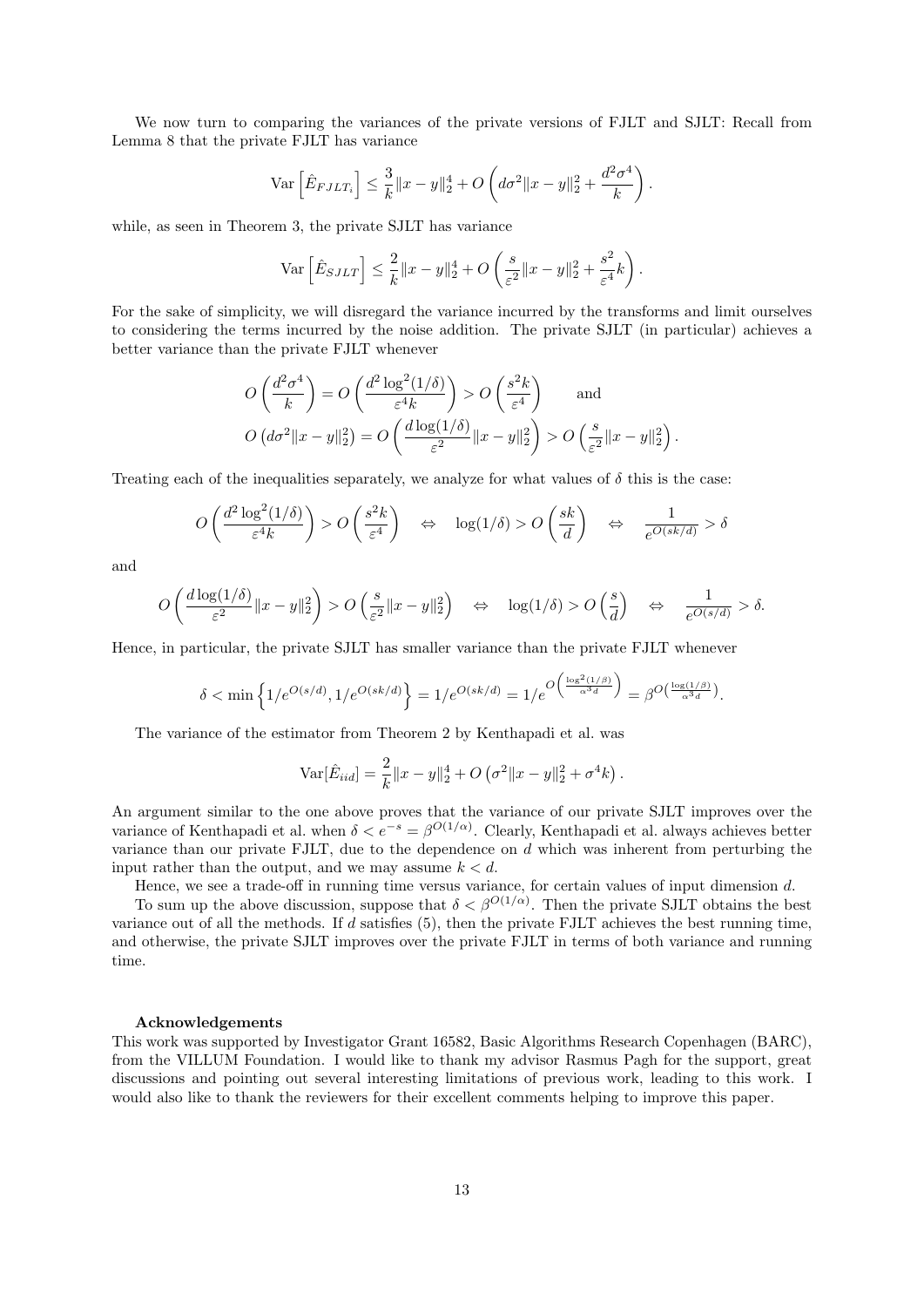We now turn to comparing the variances of the private versions of FJLT and SJLT: Recall from Lemma 8 that the private FJLT has variance

$$\mathrm{Var}\left[\hat{E}_{FJLT_i}\right] \leq \frac{3}{k}\|x-y\|_2^4 + O\left(d\sigma^2\|x-y\|_2^2 + \frac{d^2\sigma^4}{k}\right).$$

while, as seen in Theorem 3, the private SJLT has variance

$$\mathrm{Var}\left[\hat{E}_{SJLT}\right] \leq \frac{2}{k}\|x-y\|_2^4 + O\left(\frac{s}{\varepsilon^2}\|x-y\|_2^2 + \frac{s^2}{\varepsilon^4}k\right).$$

For the sake of simplicity, we will disregard the variance incurred by the transforms and limit ourselves to considering the terms incurred by the noise addition. The private SJLT (in particular) achieves a better variance than the private FJLT whenever

$$O\left(\frac{d^2\sigma^4}{k}\right) = O\left(\frac{d^2\log^2(1/\delta)}{\varepsilon^4 k}\right) > O\left(\frac{s^2 k}{\varepsilon^4}\right) \qquad \text{and}$$
$$O\left(d\sigma^2\|x-y\|_2^2\right) = O\left(\frac{d\log(1/\delta)}{\varepsilon^2}\|x-y\|_2^2\right) > O\left(\frac{s}{\varepsilon^2}\|x-y\|_2^2\right).$$

Treating each of the inequalities separately, we analyze for what values of $\delta$ this is the case:

$$O\left(\frac{d^2\log^2(1/\delta)}{\varepsilon^4 k}\right) > O\left(\frac{s^2 k}{\varepsilon^4}\right) \quad \Leftrightarrow \quad \log(1/\delta) > O\left(\frac{sk}{d}\right) \quad \Leftrightarrow \quad \frac{1}{e^{O(sk/d)}} > \delta$$

and

$$O\left(\frac{d\log(1/\delta)}{\varepsilon^2}\|x-y\|_2^2\right) > O\left(\frac{s}{\varepsilon^2}\|x-y\|_2^2\right) \quad \Leftrightarrow \quad \log(1/\delta) > O\left(\frac{s}{d}\right) \quad \Leftrightarrow \quad \frac{1}{e^{O(s/d)}} > \delta.$$

Hence, in particular, the private SJLT has smaller variance than the private FJLT whenever

$$\delta < \min\left\{1/e^{O(s/d)}, 1/e^{O(sk/d)}\right\} = 1/e^{O(sk/d)} = 1/e^{O\left(\frac{\log^2(1/\beta)}{\alpha^3 d}\right)} = \beta^{O\left(\frac{\log(1/\beta)}{\alpha^3 d}\right)}.$$

The variance of the estimator from Theorem 2 by Kenthapadi et al. was

$$\mathrm{Var}[\hat{E}_{iid}] = \frac{2}{k}\|x-y\|_2^4 + O\left(\sigma^2\|x-y\|_2^2 + \sigma^4 k\right).$$

An argument similar to the one above proves that the variance of our private SJLT improves over the variance of Kenthapadi et al. when $\delta < e^{-s} = \beta^{O(1/\alpha)}$. Clearly, Kenthapadi et al. always achieves better variance than our private FJLT, due to the dependence on $d$ which was inherent from perturbing the input rather than the output, and we may assume $k < d$.

Hence, we see a trade-off in running time versus variance, for certain values of input dimension $d$.

To sum up the above discussion, suppose that $\delta < \beta^{O(1/\alpha)}$. Then the private SJLT obtains the best variance out of all the methods. If $d$ satisfies (5), then the private FJLT achieves the best running time, and otherwise, the private SJLT improves over the private FJLT in terms of both variance and running time.

### Acknowledgements

This work was supported by Investigator Grant 16582, Basic Algorithms Research Copenhagen (BARC), from the VILLUM Foundation. I would like to thank my advisor Rasmus Pagh for the support, great discussions and pointing out several interesting limitations of previous work, leading to this work. I would also like to thank the reviewers for their excellent comments helping to improve this paper.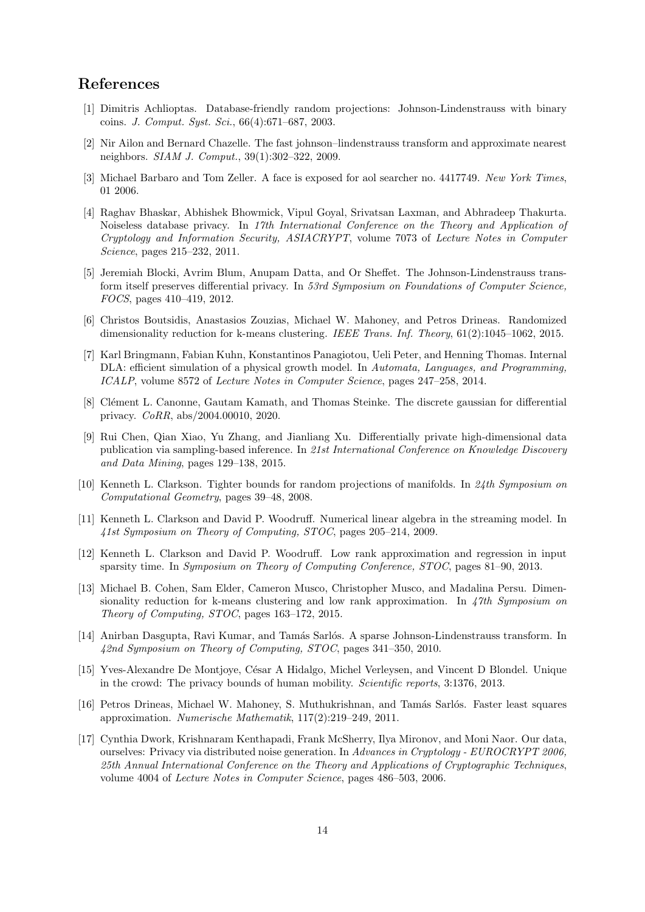## References

[1] Dimitris Achlioptas. Database-friendly random projections: Johnson-Lindenstrauss with binary coins. *J. Comput. Syst. Sci.*, 66(4):671–687, 2003.

[2] Nir Ailon and Bernard Chazelle. The fast johnson–lindenstrauss transform and approximate nearest neighbors. *SIAM J. Comput.*, 39(1):302–322, 2009.

[3] Michael Barbaro and Tom Zeller. A face is exposed for aol searcher no. 4417749. *New York Times*, 01 2006.

[4] Raghav Bhaskar, Abhishek Bhowmick, Vipul Goyal, Srivatsan Laxman, and Abhradeep Thakurta. Noiseless database privacy. In *17th International Conference on the Theory and Application of Cryptology and Information Security, ASIACRYPT*, volume 7073 of *Lecture Notes in Computer Science*, pages 215–232, 2011.

[5] Jeremiah Blocki, Avrim Blum, Anupam Datta, and Or Sheffet. The Johnson-Lindenstrauss transform itself preserves differential privacy. In *53rd Symposium on Foundations of Computer Science, FOCS*, pages 410–419, 2012.

[6] Christos Boutsidis, Anastasios Zouzias, Michael W. Mahoney, and Petros Drineas. Randomized dimensionality reduction for k-means clustering. *IEEE Trans. Inf. Theory*, 61(2):1045–1062, 2015.

[7] Karl Bringmann, Fabian Kuhn, Konstantinos Panagiotou, Ueli Peter, and Henning Thomas. Internal DLA: efficient simulation of a physical growth model. In *Automata, Languages, and Programming, ICALP*, volume 8572 of *Lecture Notes in Computer Science*, pages 247–258, 2014.

[8] Clément L. Canonne, Gautam Kamath, and Thomas Steinke. The discrete gaussian for differential privacy. *CoRR*, abs/2004.00010, 2020.

[9] Rui Chen, Qian Xiao, Yu Zhang, and Jianliang Xu. Differentially private high-dimensional data publication via sampling-based inference. In *21st International Conference on Knowledge Discovery and Data Mining*, pages 129–138, 2015.

[10] Kenneth L. Clarkson. Tighter bounds for random projections of manifolds. In *24th Symposium on Computational Geometry*, pages 39–48, 2008.

[11] Kenneth L. Clarkson and David P. Woodruff. Numerical linear algebra in the streaming model. In *41st Symposium on Theory of Computing, STOC*, pages 205–214, 2009.

[12] Kenneth L. Clarkson and David P. Woodruff. Low rank approximation and regression in input sparsity time. In *Symposium on Theory of Computing Conference, STOC*, pages 81–90, 2013.

[13] Michael B. Cohen, Sam Elder, Cameron Musco, Christopher Musco, and Madalina Persu. Dimensionality reduction for k-means clustering and low rank approximation. In *47th Symposium on Theory of Computing, STOC*, pages 163–172, 2015.

[14] Anirban Dasgupta, Ravi Kumar, and Tamás Sarlós. A sparse Johnson-Lindenstrauss transform. In *42nd Symposium on Theory of Computing, STOC*, pages 341–350, 2010.

[15] Yves-Alexandre De Montjoye, César A Hidalgo, Michel Verleysen, and Vincent D Blondel. Unique in the crowd: The privacy bounds of human mobility. *Scientific reports*, 3:1376, 2013.

[16] Petros Drineas, Michael W. Mahoney, S. Muthukrishnan, and Tamás Sarlós. Faster least squares approximation. *Numerische Mathematik*, 117(2):219–249, 2011.

[17] Cynthia Dwork, Krishnaram Kenthapadi, Frank McSherry, Ilya Mironov, and Moni Naor. Our data, ourselves: Privacy via distributed noise generation. In *Advances in Cryptology - EUROCRYPT 2006, 25th Annual International Conference on the Theory and Applications of Cryptographic Techniques*, volume 4004 of *Lecture Notes in Computer Science*, pages 486–503, 2006.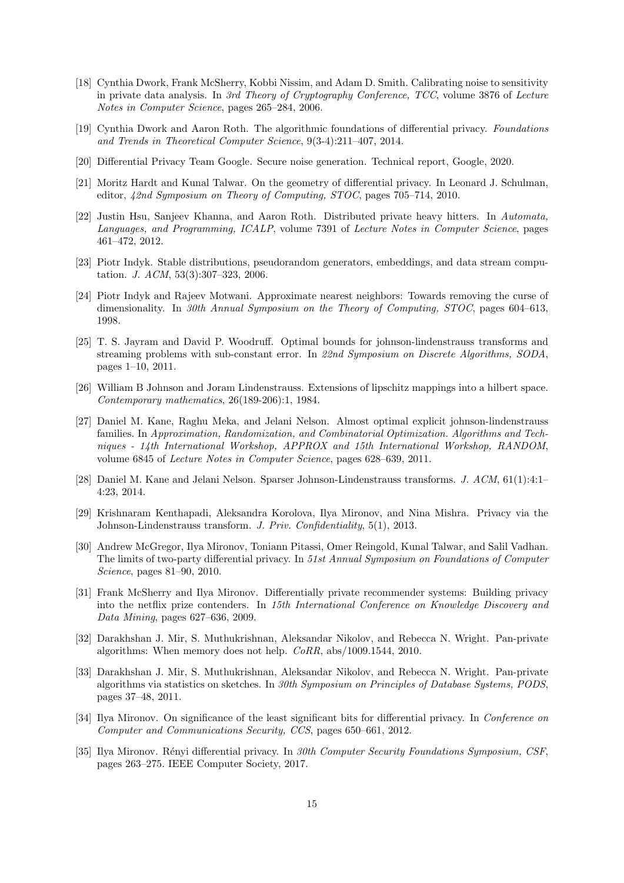[18] Cynthia Dwork, Frank McSherry, Kobbi Nissim, and Adam D. Smith. Calibrating noise to sensitivity in private data analysis. In *3rd Theory of Cryptography Conference, TCC*, volume 3876 of *Lecture Notes in Computer Science*, pages 265–284, 2006.

[19] Cynthia Dwork and Aaron Roth. The algorithmic foundations of differential privacy. *Foundations and Trends in Theoretical Computer Science*, 9(3-4):211–407, 2014.

[20] Differential Privacy Team Google. Secure noise generation. Technical report, Google, 2020.

[21] Moritz Hardt and Kunal Talwar. On the geometry of differential privacy. In Leonard J. Schulman, editor, *42nd Symposium on Theory of Computing, STOC*, pages 705–714, 2010.

[22] Justin Hsu, Sanjeev Khanna, and Aaron Roth. Distributed private heavy hitters. In *Automata, Languages, and Programming, ICALP*, volume 7391 of *Lecture Notes in Computer Science*, pages 461–472, 2012.

[23] Piotr Indyk. Stable distributions, pseudorandom generators, embeddings, and data stream computation. *J. ACM*, 53(3):307–323, 2006.

[24] Piotr Indyk and Rajeev Motwani. Approximate nearest neighbors: Towards removing the curse of dimensionality. In *30th Annual Symposium on the Theory of Computing, STOC*, pages 604–613, 1998.

[25] T. S. Jayram and David P. Woodruff. Optimal bounds for johnson-lindenstrauss transforms and streaming problems with sub-constant error. In *22nd Symposium on Discrete Algorithms, SODA*, pages 1–10, 2011.

[26] William B Johnson and Joram Lindenstrauss. Extensions of lipschitz mappings into a hilbert space. *Contemporary mathematics*, 26(189-206):1, 1984.

[27] Daniel M. Kane, Raghu Meka, and Jelani Nelson. Almost optimal explicit johnson-lindenstrauss families. In *Approximation, Randomization, and Combinatorial Optimization. Algorithms and Techniques - 14th International Workshop, APPROX and 15th International Workshop, RANDOM*, volume 6845 of *Lecture Notes in Computer Science*, pages 628–639, 2011.

[28] Daniel M. Kane and Jelani Nelson. Sparser Johnson-Lindenstrauss transforms. *J. ACM*, 61(1):4:1–4:23, 2014.

[29] Krishnaram Kenthapadi, Aleksandra Korolova, Ilya Mironov, and Nina Mishra. Privacy via the Johnson-Lindenstrauss transform. *J. Priv. Confidentiality*, 5(1), 2013.

[30] Andrew McGregor, Ilya Mironov, Toniann Pitassi, Omer Reingold, Kunal Talwar, and Salil Vadhan. The limits of two-party differential privacy. In *51st Annual Symposium on Foundations of Computer Science*, pages 81–90, 2010.

[31] Frank McSherry and Ilya Mironov. Differentially private recommender systems: Building privacy into the netflix prize contenders. In *15th International Conference on Knowledge Discovery and Data Mining*, pages 627–636, 2009.

[32] Darakhshan J. Mir, S. Muthukrishnan, Aleksandar Nikolov, and Rebecca N. Wright. Pan-private algorithms: When memory does not help. *CoRR*, abs/1009.1544, 2010.

[33] Darakhshan J. Mir, S. Muthukrishnan, Aleksandar Nikolov, and Rebecca N. Wright. Pan-private algorithms via statistics on sketches. In *30th Symposium on Principles of Database Systems, PODS*, pages 37–48, 2011.

[34] Ilya Mironov. On significance of the least significant bits for differential privacy. In *Conference on Computer and Communications Security, CCS*, pages 650–661, 2012.

[35] Ilya Mironov. Rényi differential privacy. In *30th Computer Security Foundations Symposium, CSF*, pages 263–275. IEEE Computer Society, 2017.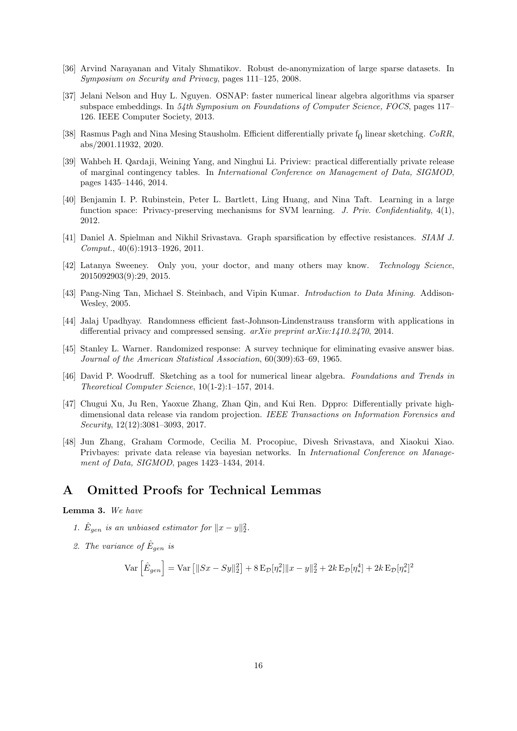[36] Arvind Narayanan and Vitaly Shmatikov. Robust de-anonymization of large sparse datasets. In *Symposium on Security and Privacy*, pages 111–125, 2008.

[37] Jelani Nelson and Huy L. Nguyen. OSNAP: faster numerical linear algebra algorithms via sparser subspace embeddings. In *54th Symposium on Foundations of Computer Science, FOCS*, pages 117–126. IEEE Computer Society, 2013.

[38] Rasmus Pagh and Nina Mesing Stausholm. Efficient differentially private $f_0$ linear sketching. *CoRR*, abs/2001.11932, 2020.

[39] Wahbeh H. Qardaji, Weining Yang, and Ninghui Li. Priview: practical differentially private release of marginal contingency tables. In *International Conference on Management of Data, SIGMOD*, pages 1435–1446, 2014.

[40] Benjamin I. P. Rubinstein, Peter L. Bartlett, Ling Huang, and Nina Taft. Learning in a large function space: Privacy-preserving mechanisms for SVM learning. *J. Priv. Confidentiality*, 4(1), 2012.

[41] Daniel A. Spielman and Nikhil Srivastava. Graph sparsification by effective resistances. *SIAM J. Comput.*, 40(6):1913–1926, 2011.

[42] Latanya Sweeney. Only you, your doctor, and many others may know. *Technology Science*, 2015092903(9):29, 2015.

[43] Pang-Ning Tan, Michael S. Steinbach, and Vipin Kumar. *Introduction to Data Mining*. Addison-Wesley, 2005.

[44] Jalaj Upadhyay. Randomness efficient fast-Johnson-Lindenstrauss transform with applications in differential privacy and compressed sensing. *arXiv preprint arXiv:1410.2470*, 2014.

[45] Stanley L. Warner. Randomized response: A survey technique for eliminating evasive answer bias. *Journal of the American Statistical Association*, 60(309):63–69, 1965.

[46] David P. Woodruff. Sketching as a tool for numerical linear algebra. *Foundations and Trends in Theoretical Computer Science*, 10(1-2):1–157, 2014.

[47] Chugui Xu, Ju Ren, Yaoxue Zhang, Zhan Qin, and Kui Ren. Dppro: Differentially private high-dimensional data release via random projection. *IEEE Transactions on Information Forensics and Security*, 12(12):3081–3093, 2017.

[48] Jun Zhang, Graham Cormode, Cecilia M. Procopiuc, Divesh Srivastava, and Xiaokui Xiao. Privbayes: private data release via bayesian networks. In *International Conference on Management of Data, SIGMOD*, pages 1423–1434, 2014.

# A Omitted Proofs for Technical Lemmas

**Lemma 3.** *We have*

1. *$\hat{E}_{gen}$ is an unbiased estimator for $\|x-y\|_2^2$.*
2. *The variance of $\hat{E}_{gen}$ is*

$$\mathrm{Var}\left[\hat{E}_{gen}\right] = \mathrm{Var}\left[\|Sx - Sy\|_2^2\right] + 8\,\mathrm{E}_{\mathcal{D}}[\eta_*^2]\|x-y\|_2^2 + 2k\,\mathrm{E}_{\mathcal{D}}[\eta_*^4] + 2k\,\mathrm{E}_{\mathcal{D}}[\eta_*^2]^2$$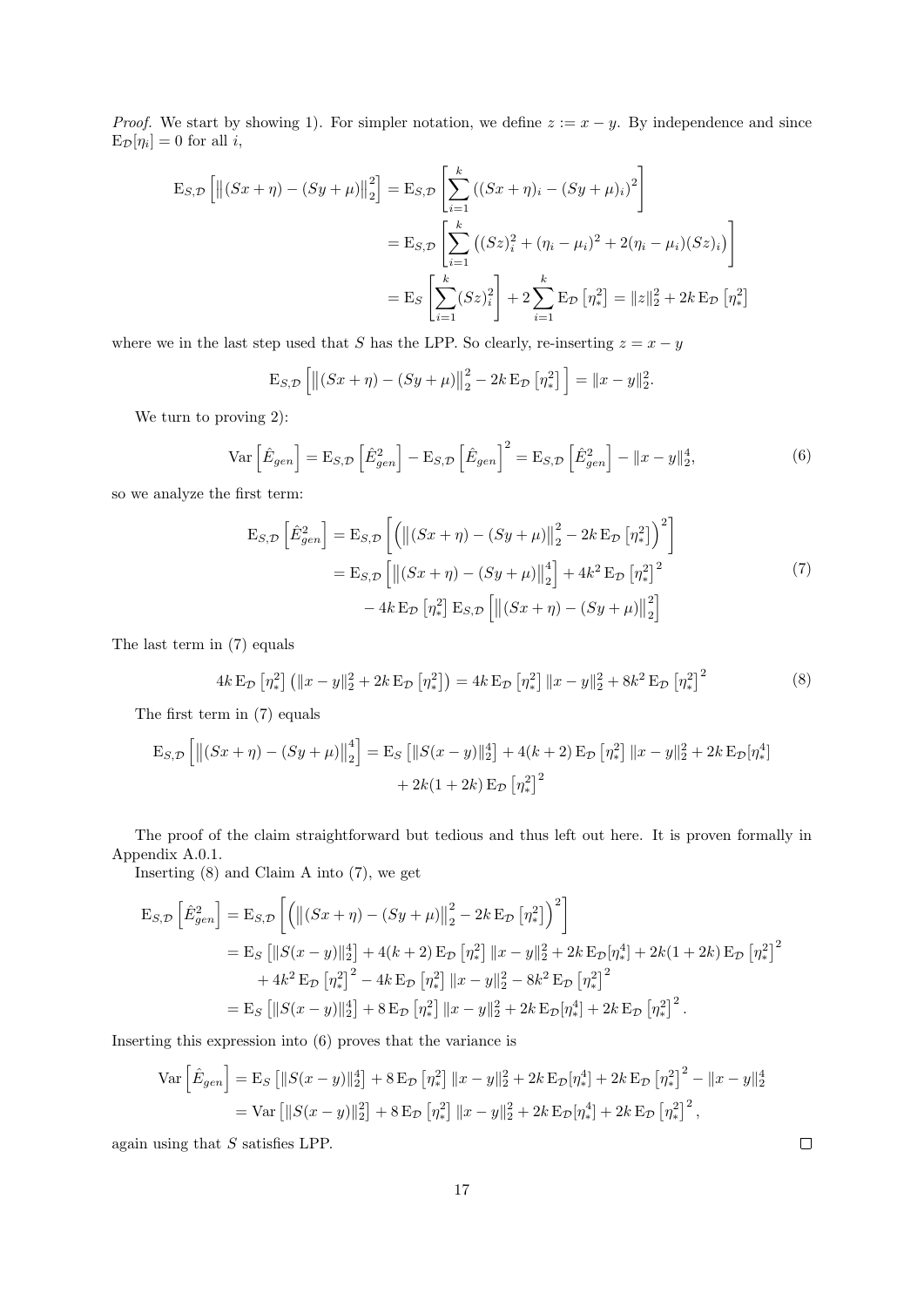*Proof.* We start by showing 1). For simpler notation, we define $z := x - y$. By independence and since $\mathrm{E}_{\mathcal{D}}[\eta_i] = 0$ for all $i$,

$$
\begin{aligned}
\mathrm{E}_{S,\mathcal{D}}\left[\left\|(Sx+\eta)-(Sy+\mu)\right\|_2^2\right] &= \mathrm{E}_{S,\mathcal{D}}\left[\sum_{i=1}^{k}\left((Sx+\eta)_i-(Sy+\mu)_i\right)^2\right] \\
&= \mathrm{E}_{S,\mathcal{D}}\left[\sum_{i=1}^{k}\left((Sz)_i^2+(\eta_i-\mu_i)^2+2(\eta_i-\mu_i)(Sz)_i\right)\right] \\
&= \mathrm{E}_{S}\left[\sum_{i=1}^{k}(Sz)_i^2\right]+2\sum_{i=1}^{k}\mathrm{E}_{\mathcal{D}}\left[\eta_*^2\right] = \|z\|_2^2+2k\,\mathrm{E}_{\mathcal{D}}\left[\eta_*^2\right]
\end{aligned}
$$

where we in the last step used that $S$ has the LPP. So clearly, re-inserting $z = x - y$

$$
\mathrm{E}_{S,\mathcal{D}}\left[\left\|(Sx+\eta)-(Sy+\mu)\right\|_2^2-2k\,\mathrm{E}_{\mathcal{D}}\left[\eta_*^2\right]\right] = \|x-y\|_2^2.
$$

We turn to proving 2):

$$
\mathrm{Var}\left[\hat{E}_{gen}\right] = \mathrm{E}_{S,\mathcal{D}}\left[\hat{E}_{gen}^2\right]-\mathrm{E}_{S,\mathcal{D}}\left[\hat{E}_{gen}\right]^2 = \mathrm{E}_{S,\mathcal{D}}\left[\hat{E}_{gen}^2\right]-\|x-y\|_2^4, \tag{6}
$$

so we analyze the first term:

$$
\begin{aligned}
\mathrm{E}_{S,\mathcal{D}}\left[\hat{E}_{gen}^2\right] &= \mathrm{E}_{S,\mathcal{D}}\left[\left(\left\|(Sx+\eta)-(Sy+\mu)\right\|_2^2-2k\,\mathrm{E}_{\mathcal{D}}\left[\eta_*^2\right]\right)^2\right] \\
&= \mathrm{E}_{S,\mathcal{D}}\left[\left\|(Sx+\eta)-(Sy+\mu)\right\|_2^4\right]+4k^2\,\mathrm{E}_{\mathcal{D}}\left[\eta_*^2\right]^2 \\
&\quad -4k\,\mathrm{E}_{\mathcal{D}}\left[\eta_*^2\right]\mathrm{E}_{S,\mathcal{D}}\left[\left\|(Sx+\eta)-(Sy+\mu)\right\|_2^2\right]
\end{aligned} \tag{7}
$$

The last term in (7) equals

$$
4k\,\mathrm{E}_{\mathcal{D}}\left[\eta_*^2\right]\left(\|x-y\|_2^2+2k\,\mathrm{E}_{\mathcal{D}}\left[\eta_*^2\right]\right) = 4k\,\mathrm{E}_{\mathcal{D}}\left[\eta_*^2\right]\|x-y\|_2^2+8k^2\,\mathrm{E}_{\mathcal{D}}\left[\eta_*^2\right]^2 \tag{8}
$$

The first term in (7) equals

$$
\begin{aligned}
\mathrm{E}_{S,\mathcal{D}}\left[\left\|(Sx+\eta)-(Sy+\mu)\right\|_2^4\right] = \mathrm{E}_{S}\left[\|S(x-y)\|_2^4\right]+4(k+2)\,\mathrm{E}_{\mathcal{D}}\left[\eta_*^2\right]\|x-y\|_2^2+2k\,\mathrm{E}_{\mathcal{D}}[\eta_*^4] \\
+2k(1+2k)\,\mathrm{E}_{\mathcal{D}}\left[\eta_*^2\right]^2
\end{aligned}
$$

The proof of the claim straightforward but tedious and thus left out here. It is proven formally in Appendix A.0.1.

Inserting (8) and Claim A into (7), we get

$$
\begin{aligned}
\mathrm{E}_{S,\mathcal{D}}\left[\hat{E}_{gen}^2\right] &= \mathrm{E}_{S,\mathcal{D}}\left[\left(\left\|(Sx+\eta)-(Sy+\mu)\right\|_2^2-2k\,\mathrm{E}_{\mathcal{D}}\left[\eta_*^2\right]\right)^2\right] \\
&= \mathrm{E}_{S}\left[\|S(x-y)\|_2^4\right]+4(k+2)\,\mathrm{E}_{\mathcal{D}}\left[\eta_*^2\right]\|x-y\|_2^2+2k\,\mathrm{E}_{\mathcal{D}}[\eta_*^4]+2k(1+2k)\,\mathrm{E}_{\mathcal{D}}\left[\eta_*^2\right]^2 \\
&\quad +4k^2\,\mathrm{E}_{\mathcal{D}}\left[\eta_*^2\right]^2-4k\,\mathrm{E}_{\mathcal{D}}\left[\eta_*^2\right]\|x-y\|_2^2-8k^2\,\mathrm{E}_{\mathcal{D}}\left[\eta_*^2\right]^2 \\
&= \mathrm{E}_{S}\left[\|S(x-y)\|_2^4\right]+8\,\mathrm{E}_{\mathcal{D}}\left[\eta_*^2\right]\|x-y\|_2^2+2k\,\mathrm{E}_{\mathcal{D}}[\eta_*^4]+2k\,\mathrm{E}_{\mathcal{D}}\left[\eta_*^2\right]^2.
\end{aligned}
$$

Inserting this expression into (6) proves that the variance is

$$
\begin{aligned}
\mathrm{Var}\left[\hat{E}_{gen}\right] &= \mathrm{E}_{S}\left[\|S(x-y)\|_2^4\right]+8\,\mathrm{E}_{\mathcal{D}}\left[\eta_*^2\right]\|x-y\|_2^2+2k\,\mathrm{E}_{\mathcal{D}}[\eta_*^4]+2k\,\mathrm{E}_{\mathcal{D}}\left[\eta_*^2\right]^2-\|x-y\|_2^4 \\
&= \mathrm{Var}\left[\|S(x-y)\|_2^2\right]+8\,\mathrm{E}_{\mathcal{D}}\left[\eta_*^2\right]\|x-y\|_2^2+2k\,\mathrm{E}_{\mathcal{D}}[\eta_*^4]+2k\,\mathrm{E}_{\mathcal{D}}\left[\eta_*^2\right]^2,
\end{aligned}
$$

again using that $S$ satisfies LPP. $\square$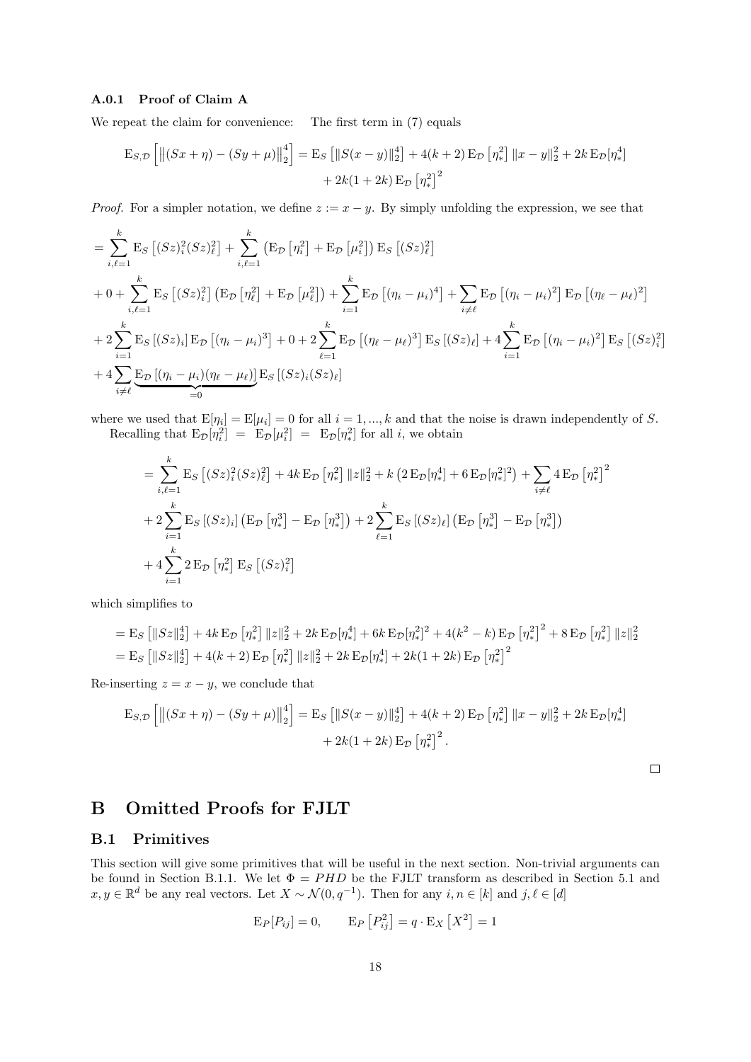#### A.0.1 Proof of Claim A

We repeat the claim for convenience: The first term in (7) equals

$$
\mathrm{E}_{S,\mathcal{D}}\left[\left\|(Sx+\eta)-(Sy+\mu)\right\|_2^4\right] = \mathrm{E}_S\left[\|S(x-y)\|_2^4\right] + 4(k+2)\,\mathrm{E}_{\mathcal{D}}\left[\eta_*^2\right]\|x-y\|_2^2 + 2k\,\mathrm{E}_{\mathcal{D}}[\eta_*^4] + 2k(1+2k)\,\mathrm{E}_{\mathcal{D}}\left[\eta_*^2\right]^2
$$

*Proof.* For a simpler notation, we define $z := x - y$. By simply unfolding the expression, we see that

$$
\begin{aligned}
&= \sum_{i,\ell=1}^{k} \mathrm{E}_S\left[(Sz)_i^2 (Sz)_\ell^2\right] + \sum_{i,\ell=1}^{k} \left(\mathrm{E}_{\mathcal{D}}\left[\eta_i^2\right] + \mathrm{E}_{\mathcal{D}}\left[\mu_i^2\right]\right)\mathrm{E}_S\left[(Sz)_\ell^2\right] \\
&+ 0 + \sum_{i,\ell=1}^{k} \mathrm{E}_S\left[(Sz)_i^2\right]\left(\mathrm{E}_{\mathcal{D}}\left[\eta_\ell^2\right] + \mathrm{E}_{\mathcal{D}}\left[\mu_\ell^2\right]\right) + \sum_{i=1}^{k}\mathrm{E}_{\mathcal{D}}\left[(\eta_i-\mu_i)^4\right] + \sum_{i\neq\ell}\mathrm{E}_{\mathcal{D}}\left[(\eta_i-\mu_i)^2\right]\mathrm{E}_{\mathcal{D}}\left[(\eta_\ell-\mu_\ell)^2\right] \\
&+ 2\sum_{i=1}^{k}\mathrm{E}_S\left[(Sz)_i\right]\mathrm{E}_{\mathcal{D}}\left[(\eta_i-\mu_i)^3\right] + 0 + 2\sum_{\ell=1}^{k}\mathrm{E}_{\mathcal{D}}\left[(\eta_\ell-\mu_\ell)^3\right]\mathrm{E}_S\left[(Sz)_\ell\right] + 4\sum_{i=1}^{k}\mathrm{E}_{\mathcal{D}}\left[(\eta_i-\mu_i)^2\right]\mathrm{E}_S\left[(Sz)_i^2\right] \\
&+ 4\sum_{i\neq\ell}\underbrace{\mathrm{E}_{\mathcal{D}}\left[(\eta_i-\mu_i)(\eta_\ell-\mu_\ell)\right]}_{=0}\mathrm{E}_S\left[(Sz)_i(Sz)_\ell\right]
\end{aligned}
$$

where we used that $\mathrm{E}[\eta_i] = \mathrm{E}[\mu_i] = 0$ for all $i = 1, ..., k$ and that the noise is drawn independently of $S$.

Recalling that $\mathrm{E}_{\mathcal{D}}[\eta_i^2] = \mathrm{E}_{\mathcal{D}}[\mu_i^2] = \mathrm{E}_{\mathcal{D}}[\eta_*^2]$ for all $i$, we obtain

$$
\begin{aligned}
&= \sum_{i,\ell=1}^{k}\mathrm{E}_S\left[(Sz)_i^2(Sz)_\ell^2\right] + 4k\,\mathrm{E}_{\mathcal{D}}\left[\eta_*^2\right]\|z\|_2^2 + k\left(2\,\mathrm{E}_{\mathcal{D}}[\eta_*^4] + 6\,\mathrm{E}_{\mathcal{D}}[\eta_*^2]^2\right) + \sum_{i\neq\ell}4\,\mathrm{E}_{\mathcal{D}}\left[\eta_*^2\right]^2 \\
&+ 2\sum_{i=1}^{k}\mathrm{E}_S\left[(Sz)_i\right]\left(\mathrm{E}_{\mathcal{D}}\left[\eta_*^3\right] - \mathrm{E}_{\mathcal{D}}\left[\eta_*^3\right]\right) + 2\sum_{\ell=1}^{k}\mathrm{E}_S\left[(Sz)_\ell\right]\left(\mathrm{E}_{\mathcal{D}}\left[\eta_*^3\right] - \mathrm{E}_{\mathcal{D}}\left[\eta_*^3\right]\right) \\
&+ 4\sum_{i=1}^{k}2\,\mathrm{E}_{\mathcal{D}}\left[\eta_*^2\right]\mathrm{E}_S\left[(Sz)_i^2\right]
\end{aligned}
$$

which simplifies to

$$
\begin{aligned}
&= \mathrm{E}_S\left[\|Sz\|_2^4\right] + 4k\,\mathrm{E}_{\mathcal{D}}\left[\eta_*^2\right]\|z\|_2^2 + 2k\,\mathrm{E}_{\mathcal{D}}[\eta_*^4] + 6k\,\mathrm{E}_{\mathcal{D}}[\eta_*^2]^2 + 4(k^2-k)\,\mathrm{E}_{\mathcal{D}}\left[\eta_*^2\right]^2 + 8\,\mathrm{E}_{\mathcal{D}}\left[\eta_*^2\right]\|z\|_2^2 \\
&= \mathrm{E}_S\left[\|Sz\|_2^4\right] + 4(k+2)\,\mathrm{E}_{\mathcal{D}}\left[\eta_*^2\right]\|z\|_2^2 + 2k\,\mathrm{E}_{\mathcal{D}}[\eta_*^4] + 2k(1+2k)\,\mathrm{E}_{\mathcal{D}}\left[\eta_*^2\right]^2
\end{aligned}
$$

Re-inserting $z = x - y$, we conclude that

$$
\mathrm{E}_{S,\mathcal{D}}\left[\left\|(Sx+\eta)-(Sy+\mu)\right\|_2^4\right] = \mathrm{E}_S\left[\|S(x-y)\|_2^4\right] + 4(k+2)\,\mathrm{E}_{\mathcal{D}}\left[\eta_*^2\right]\|x-y\|_2^2 + 2k\,\mathrm{E}_{\mathcal{D}}[\eta_*^4] + 2k(1+2k)\,\mathrm{E}_{\mathcal{D}}\left[\eta_*^2\right]^2.
$$

□

# B Omitted Proofs for FJLT

## B.1 Primitives

This section will give some primitives that will be useful in the next section. Non-trivial arguments can be found in Section B.1.1. We let $\Phi = PHD$ be the FJLT transform as described in Section 5.1 and $x, y \in \mathbb{R}^d$ be any real vectors. Let $X \sim \mathcal{N}(0, q^{-1})$. Then for any $i, n \in [k]$ and $j, \ell \in [d]$

$$
\mathrm{E}_P[P_{ij}] = 0, \qquad \mathrm{E}_P\left[P_{ij}^2\right] = q\cdot\mathrm{E}_X\left[X^2\right] = 1
$$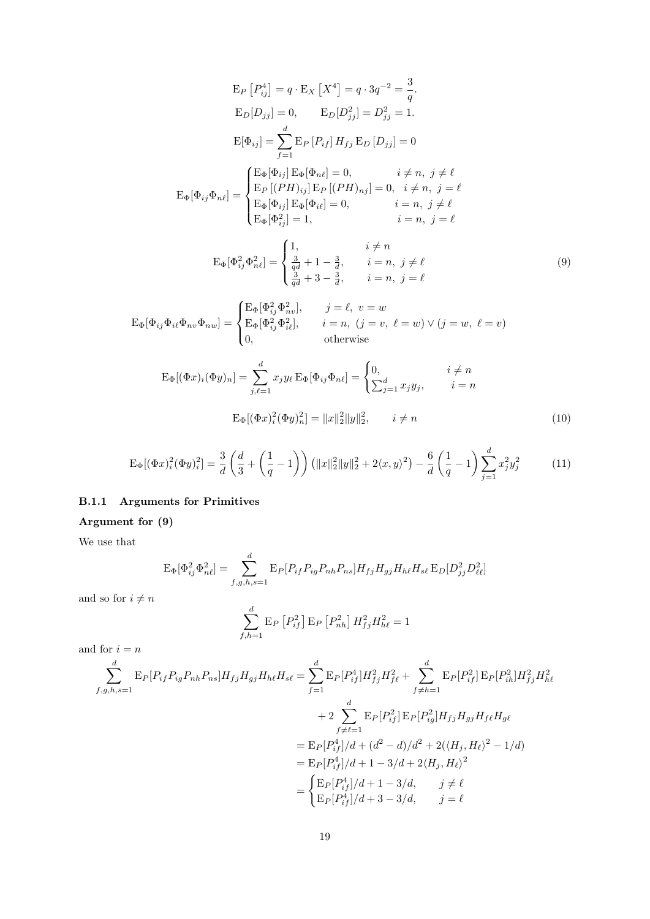$$\mathrm{E}_P\left[P_{ij}^4\right] = q \cdot \mathrm{E}_X\left[X^4\right] = q \cdot 3q^{-2} = \frac{3}{q}.$$

$$\mathrm{E}_D[D_{jj}] = 0, \qquad \mathrm{E}_D[D_{jj}^2] = D_{jj}^2 = 1.$$

$$\mathrm{E}[\Phi_{ij}] = \sum_{f=1}^{d} \mathrm{E}_P\left[P_{if}\right] H_{fj}\, \mathrm{E}_D\left[D_{jj}\right] = 0$$

$$\mathrm{E}_\Phi[\Phi_{ij}\Phi_{n\ell}] = \begin{cases} \mathrm{E}_\Phi[\Phi_{ij}]\, \mathrm{E}_\Phi[\Phi_{n\ell}] = 0, & i \neq n,\ j \neq \ell \\ \mathrm{E}_P\left[(PH)_{ij}\right] \mathrm{E}_P\left[(PH)_{nj}\right] = 0, & i \neq n,\ j = \ell \\ \mathrm{E}_\Phi[\Phi_{ij}]\, \mathrm{E}_\Phi[\Phi_{i\ell}] = 0, & i = n,\ j \neq \ell \\ \mathrm{E}_\Phi[\Phi_{ij}^2] = 1, & i = n,\ j = \ell \end{cases}$$

$$\mathrm{E}_\Phi[\Phi_{ij}^2\Phi_{n\ell}^2] = \begin{cases} 1, & i \neq n \\ \frac{3}{qd} + 1 - \frac{3}{d}, & i = n,\ j \neq \ell \\ \frac{3}{qd} + 3 - \frac{3}{d}, & i = n,\ j = \ell \end{cases} \tag{9}$$

$$\mathrm{E}_\Phi[\Phi_{ij}\Phi_{i\ell}\Phi_{nv}\Phi_{nw}] = \begin{cases} \mathrm{E}_\Phi[\Phi_{ij}^2\Phi_{nv}^2], & j = \ell,\ v = w \\ \mathrm{E}_\Phi[\Phi_{ij}^2\Phi_{i\ell}^2], & i = n,\ (j = v,\ \ell = w) \vee (j = w,\ \ell = v) \\ 0, & \text{otherwise} \end{cases}$$

$$\mathrm{E}_\Phi[(\Phi x)_i(\Phi y)_n] = \sum_{j,\ell=1}^{d} x_j y_\ell\, \mathrm{E}_\Phi[\Phi_{ij}\Phi_{n\ell}] = \begin{cases} 0, & i \neq n \\ \sum_{j=1}^{d} x_j y_j, & i = n \end{cases}$$

$$\mathrm{E}_\Phi[(\Phi x)_i^2(\Phi y)_n^2] = \|x\|_2^2\|y\|_2^2, \qquad i \neq n \tag{10}$$

$$\mathrm{E}_\Phi[(\Phi x)_i^2(\Phi y)_i^2] = \frac{3}{d}\left(\frac{d}{3} + \left(\frac{1}{q} - 1\right)\right)\left(\|x\|_2^2\|y\|_2^2 + 2\langle x, y\rangle^2\right) - \frac{6}{d}\left(\frac{1}{q} - 1\right)\sum_{j=1}^{d} x_j^2 y_j^2 \tag{11}$$

### B.1.1 Arguments for Primitives

**Argument for (9)**

We use that

$$\mathrm{E}_\Phi[\Phi_{ij}^2\Phi_{n\ell}^2] = \sum_{f,g,h,s=1}^{d} \mathrm{E}_P[P_{if}P_{ig}P_{nh}P_{ns}] H_{fj}H_{gj}H_{h\ell}H_{s\ell}\, \mathrm{E}_D[D_{jj}^2 D_{\ell\ell}^2]$$

and so for $i \neq n$

$$\sum_{f,h=1}^{d} \mathrm{E}_P\left[P_{if}^2\right] \mathrm{E}_P\left[P_{nh}^2\right] H_{fj}^2 H_{h\ell}^2 = 1$$

and for $i = n$

$$\begin{aligned}
\sum_{f,g,h,s=1}^{d} \mathrm{E}_P[P_{if}P_{ig}P_{nh}P_{ns}]H_{fj}H_{gj}H_{h\ell}H_{s\ell} &= \sum_{f=1}^{d} \mathrm{E}_P[P_{if}^4]H_{fj}^2H_{f\ell}^2 + \sum_{f\neq h=1}^{d} \mathrm{E}_P[P_{if}^2]\, \mathrm{E}_P[P_{ih}^2]H_{fj}^2H_{h\ell}^2 \\
&\quad + 2\sum_{f\neq \ell=1}^{d} \mathrm{E}_P[P_{if}^2]\, \mathrm{E}_P[P_{ig}^2]H_{fj}H_{gj}H_{f\ell}H_{g\ell} \\
&= \mathrm{E}_P[P_{if}^4]/d + (d^2 - d)/d^2 + 2(\langle H_j, H_\ell\rangle^2 - 1/d) \\
&= \mathrm{E}_P[P_{if}^4]/d + 1 - 3/d + 2\langle H_j, H_\ell\rangle^2 \\
&= \begin{cases} \mathrm{E}_P[P_{if}^4]/d + 1 - 3/d, & j \neq \ell \\ \mathrm{E}_P[P_{if}^4]/d + 3 - 3/d, & j = \ell \end{cases}
\end{aligned}$$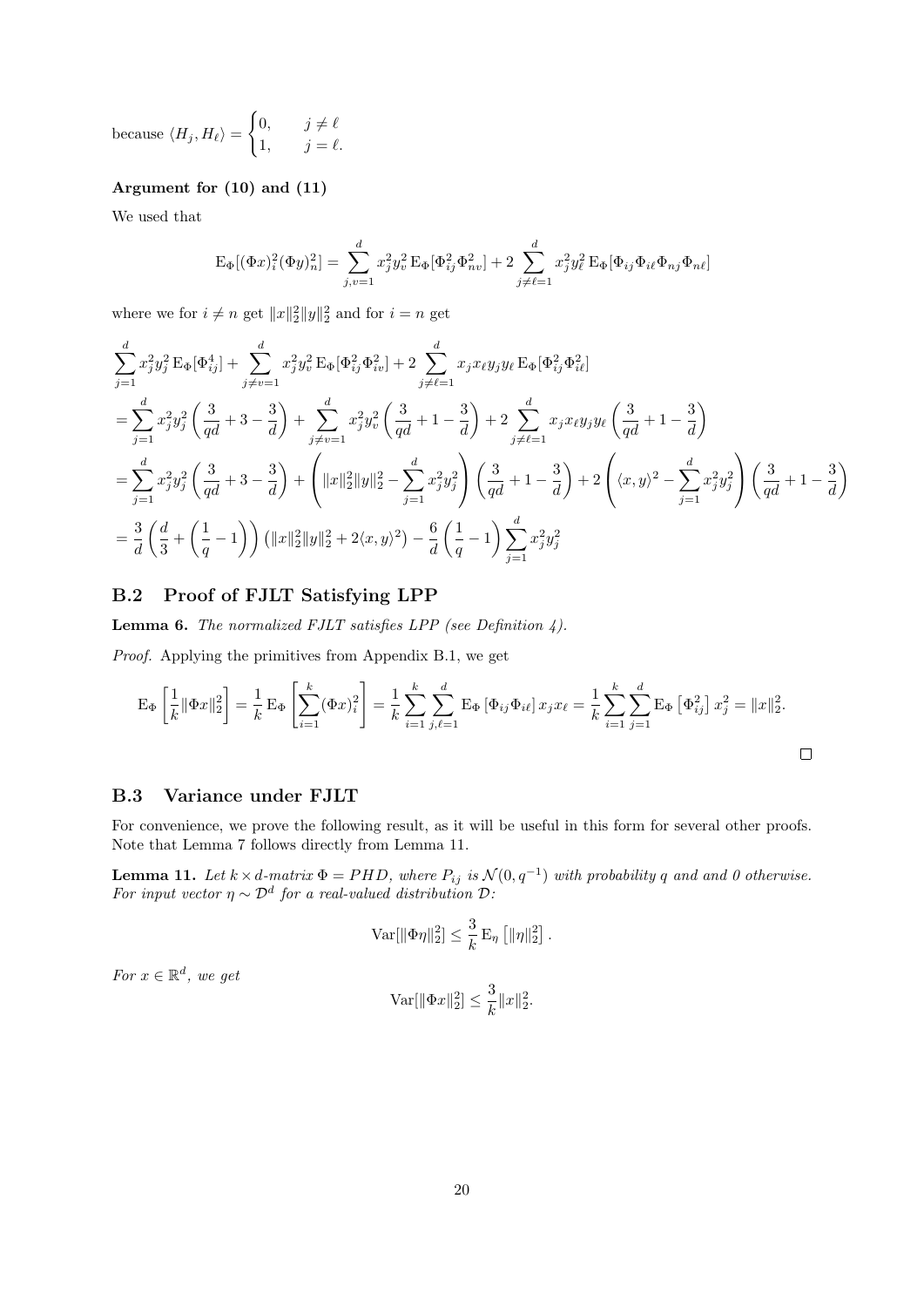because $\langle H_j, H_\ell \rangle = \begin{cases} 0, & j \neq \ell \\ 1, & j = \ell. \end{cases}$

**Argument for (10) and (11)**

We used that

$$\mathrm{E}_\Phi[(\Phi x)_i^2 (\Phi y)_n^2] = \sum_{j,v=1}^{d} x_j^2 y_v^2 \, \mathrm{E}_\Phi[\Phi_{ij}^2 \Phi_{nv}^2] + 2 \sum_{j \neq \ell = 1}^{d} x_j^2 y_\ell^2 \, \mathrm{E}_\Phi[\Phi_{ij}\Phi_{i\ell}\Phi_{nj}\Phi_{n\ell}]$$

where we for $i \neq n$ get $\|x\|_2^2 \|y\|_2^2$ and for $i = n$ get

$$\begin{aligned}
&\sum_{j=1}^{d} x_j^2 y_j^2 \, \mathrm{E}_\Phi[\Phi_{ij}^4] + \sum_{j \neq v = 1}^{d} x_j^2 y_v^2 \, \mathrm{E}_\Phi[\Phi_{ij}^2 \Phi_{iv}^2] + 2 \sum_{j \neq \ell = 1}^{d} x_j x_\ell y_j y_\ell \, \mathrm{E}_\Phi[\Phi_{ij}^2 \Phi_{i\ell}^2] \\
&= \sum_{j=1}^{d} x_j^2 y_j^2 \left( \frac{3}{qd} + 3 - \frac{3}{d} \right) + \sum_{j \neq v = 1}^{d} x_j^2 y_v^2 \left( \frac{3}{qd} + 1 - \frac{3}{d} \right) + 2 \sum_{j \neq \ell = 1}^{d} x_j x_\ell y_j y_\ell \left( \frac{3}{qd} + 1 - \frac{3}{d} \right) \\
&= \sum_{j=1}^{d} x_j^2 y_j^2 \left( \frac{3}{qd} + 3 - \frac{3}{d} \right) + \left( \|x\|_2^2 \|y\|_2^2 - \sum_{j=1}^{d} x_j^2 y_j^2 \right) \left( \frac{3}{qd} + 1 - \frac{3}{d} \right) + 2 \left( \langle x, y \rangle^2 - \sum_{j=1}^{d} x_j^2 y_j^2 \right) \left( \frac{3}{qd} + 1 - \frac{3}{d} \right) \\
&= \frac{3}{d} \left( \frac{d}{3} + \left( \frac{1}{q} - 1 \right) \right) \left( \|x\|_2^2 \|y\|_2^2 + 2 \langle x, y \rangle^2 \right) - \frac{6}{d} \left( \frac{1}{q} - 1 \right) \sum_{j=1}^{d} x_j^2 y_j^2
\end{aligned}$$

## B.2 Proof of FJLT Satisfying LPP

**Lemma 6.** *The normalized FJLT satisfies LPP (see Definition 4).*

*Proof.* Applying the primitives from Appendix B.1, we get

$$\mathrm{E}_\Phi \left[ \frac{1}{k} \|\Phi x\|_2^2 \right] = \frac{1}{k} \mathrm{E}_\Phi \left[ \sum_{i=1}^{k} (\Phi x)_i^2 \right] = \frac{1}{k} \sum_{i=1}^{k} \sum_{j,\ell=1}^{d} \mathrm{E}_\Phi \left[ \Phi_{ij} \Phi_{i\ell} \right] x_j x_\ell = \frac{1}{k} \sum_{i=1}^{k} \sum_{j=1}^{d} \mathrm{E}_\Phi \left[ \Phi_{ij}^2 \right] x_j^2 = \|x\|_2^2.$$

∎

## B.3 Variance under FJLT

For convenience, we prove the following result, as it will be useful in this form for several other proofs. Note that Lemma 7 follows directly from Lemma 11.

**Lemma 11.** *Let $k \times d$-matrix $\Phi = PHD$, where $P_{ij}$ is $\mathcal{N}(0, q^{-1})$ with probability $q$ and and 0 otherwise. For input vector $\eta \sim \mathcal{D}^d$ for a real-valued distribution $\mathcal{D}$:*

$$\mathrm{Var}[\|\Phi \eta\|_2^2] \leq \frac{3}{k} \mathrm{E}_\eta \left[ \|\eta\|_2^2 \right].$$

*For $x \in \mathbb{R}^d$, we get*

$$\mathrm{Var}[\|\Phi x\|_2^2] \leq \frac{3}{k} \|x\|_2^2.$$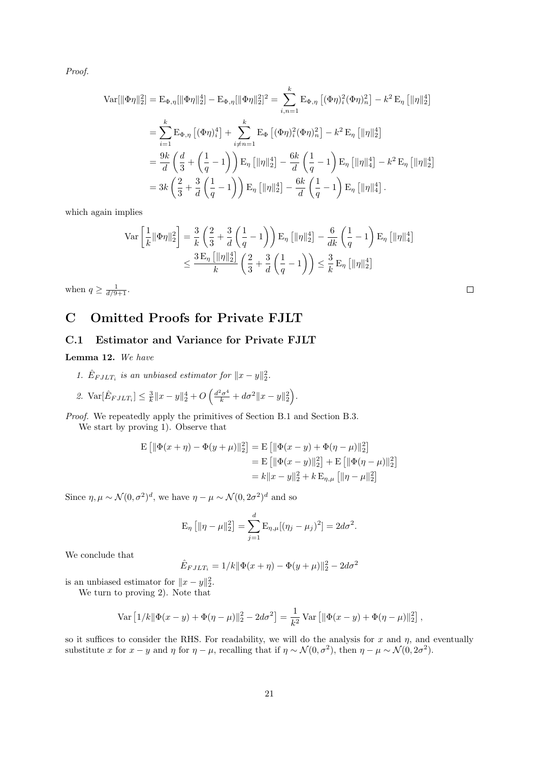*Proof.*

$$
\begin{aligned}
\mathrm{Var}[\|\Phi\eta\|_2^2] &= \mathrm{E}_{\Phi,\eta}[\|\Phi\eta\|_2^4] - \mathrm{E}_{\Phi,\eta}[\|\Phi\eta\|_2^2]^2 = \sum_{i,n=1}^{k} \mathrm{E}_{\Phi,\eta}\left[(\Phi\eta)_i^2(\Phi\eta)_n^2\right] - k^2\,\mathrm{E}_\eta\left[\|\eta\|_2^4\right] \\
&= \sum_{i=1}^{k} \mathrm{E}_{\Phi,\eta}\left[(\Phi\eta)_i^4\right] + \sum_{i\neq n=1}^{k} \mathrm{E}_{\Phi}\left[(\Phi\eta)_i^2(\Phi\eta)_n^2\right] - k^2\,\mathrm{E}_\eta\left[\|\eta\|_2^4\right] \\
&= \frac{9k}{d}\left(\frac{d}{3} + \left(\frac{1}{q}-1\right)\right)\mathrm{E}_\eta\left[\|\eta\|_2^4\right] - \frac{6k}{d}\left(\frac{1}{q}-1\right)\mathrm{E}_\eta\left[\|\eta\|_4^4\right] - k^2\,\mathrm{E}_\eta\left[\|\eta\|_2^4\right] \\
&= 3k\left(\frac{2}{3} + \frac{3}{d}\left(\frac{1}{q}-1\right)\right)\mathrm{E}_\eta\left[\|\eta\|_2^4\right] - \frac{6k}{d}\left(\frac{1}{q}-1\right)\mathrm{E}_\eta\left[\|\eta\|_4^4\right].
\end{aligned}
$$

which again implies

$$
\begin{aligned}
\mathrm{Var}\left[\frac{1}{k}\|\Phi\eta\|_2^2\right] &= \frac{3}{k}\left(\frac{2}{3} + \frac{3}{d}\left(\frac{1}{q}-1\right)\right)\mathrm{E}_\eta\left[\|\eta\|_2^4\right] - \frac{6}{dk}\left(\frac{1}{q}-1\right)\mathrm{E}_\eta\left[\|\eta\|_4^4\right] \\
&\leq \frac{3\,\mathrm{E}_\eta\left[\|\eta\|_2^4\right]}{k}\left(\frac{2}{3} + \frac{3}{d}\left(\frac{1}{q}-1\right)\right) \leq \frac{3}{k}\,\mathrm{E}_\eta\left[\|\eta\|_2^4\right]
\end{aligned}
$$

when $q \geq \frac{1}{d/9+1}$. □

# C Omitted Proofs for Private FJLT

## C.1 Estimator and Variance for Private FJLT

**Lemma 12.** *We have*

1. *$\hat{E}_{FJLT_i}$ is an unbiased estimator for $\|x-y\|_2^2$.*
2. *$\mathrm{Var}[\hat{E}_{FJLT_i}] \leq \frac{3}{k}\|x-y\|_2^4 + O\left(\frac{d^2\sigma^4}{k} + d\sigma^2\|x-y\|_2^2\right)$.*

*Proof.* We repeatedly apply the primitives of Section B.1 and Section B.3.

We start by proving 1). Observe that

$$
\begin{aligned}
\mathrm{E}\left[\|\Phi(x+\eta) - \Phi(y+\mu)\|_2^2\right] &= \mathrm{E}\left[\|\Phi(x-y) + \Phi(\eta-\mu)\|_2^2\right] \\
&= \mathrm{E}\left[\|\Phi(x-y)\|_2^2\right] + \mathrm{E}\left[\|\Phi(\eta-\mu)\|_2^2\right] \\
&= k\|x-y\|_2^2 + k\,\mathrm{E}_{\eta,\mu}\left[\|\eta-\mu\|_2^2\right]
\end{aligned}
$$

Since $\eta, \mu \sim \mathcal{N}(0,\sigma^2)^d$, we have $\eta - \mu \sim \mathcal{N}(0, 2\sigma^2)^d$ and so

$$
\mathrm{E}_\eta\left[\|\eta-\mu\|_2^2\right] = \sum_{j=1}^{d} \mathrm{E}_{\eta,\mu}[(\eta_j - \mu_j)^2] = 2d\sigma^2.
$$

We conclude that

$$
\hat{E}_{FJLT_i} = 1/k\|\Phi(x+\eta) - \Phi(y+\mu)\|_2^2 - 2d\sigma^2
$$

is an unbiased estimator for $\|x-y\|_2^2$.

We turn to proving 2). Note that

$$
\mathrm{Var}\left[1/k\|\Phi(x-y) + \Phi(\eta-\mu)\|_2^2 - 2d\sigma^2\right] = \frac{1}{k^2}\,\mathrm{Var}\left[\|\Phi(x-y) + \Phi(\eta-\mu)\|_2^2\right],
$$

so it suffices to consider the RHS. For readability, we will do the analysis for $x$ and $\eta$, and eventually substitute $x$ for $x-y$ and $\eta$ for $\eta - \mu$, recalling that if $\eta \sim \mathcal{N}(0,\sigma^2)$, then $\eta - \mu \sim \mathcal{N}(0, 2\sigma^2)$.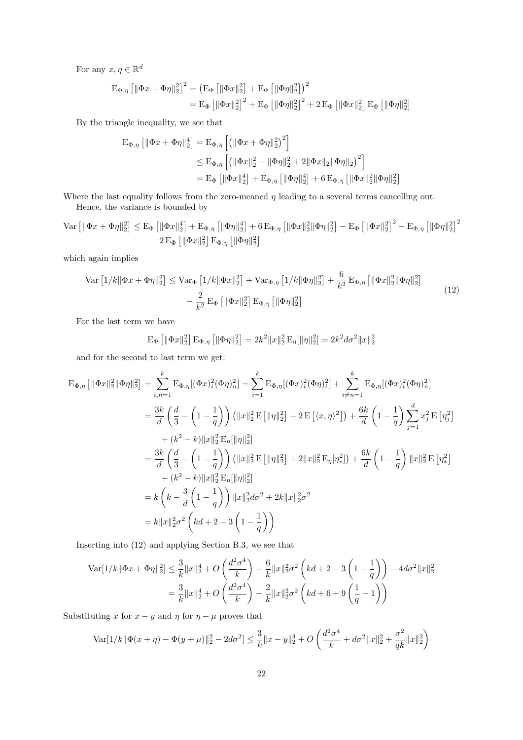For any $x, \eta \in \mathbb{R}^d$

$$
\begin{aligned}
\mathrm{E}_{\Phi,\eta}\left[\|\Phi x + \Phi\eta\|_2^2\right]^2 &= \left(\mathrm{E}_{\Phi}\left[\|\Phi x\|_2^2\right] + \mathrm{E}_{\Phi}\left[\|\Phi\eta\|_2^2\right]\right)^2 \\
&= \mathrm{E}_{\Phi}\left[\|\Phi x\|_2^2\right]^2 + \mathrm{E}_{\Phi}\left[\|\Phi\eta\|_2^2\right]^2 + 2\,\mathrm{E}_{\Phi}\left[\|\Phi x\|_2^2\right]\mathrm{E}_{\Phi}\left[\|\Phi\eta\|_2^2\right]
\end{aligned}
$$

By the triangle inequality, we see that

$$
\begin{aligned}
\mathrm{E}_{\Phi,\eta}\left[\|\Phi x + \Phi\eta\|_2^4\right] &= \mathrm{E}_{\Phi,\eta}\left[\left(\|\Phi x + \Phi\eta\|_2^2\right)^2\right] \\
&\leq \mathrm{E}_{\Phi,\eta}\left[\left(\|\Phi x\|_2^2 + \|\Phi\eta\|_2^2 + 2\|\Phi x\|_2\|\Phi\eta\|_2\right)^2\right] \\
&= \mathrm{E}_{\Phi}\left[\|\Phi x\|_2^4\right] + \mathrm{E}_{\Phi,\eta}\left[\|\Phi\eta\|_2^4\right] + 6\,\mathrm{E}_{\Phi,\eta}\left[\|\Phi x\|_2^2\|\Phi\eta\|_2^2\right]
\end{aligned}
$$

Where the last equality follows from the zero-meaned $\eta$ leading to a several terms cancelling out.

Hence, the variance is bounded by

$$
\begin{aligned}
\mathrm{Var}\left[\|\Phi x + \Phi\eta\|_2^2\right] \leq{}& \mathrm{E}_{\Phi}\left[\|\Phi x\|_2^4\right] + \mathrm{E}_{\Phi,\eta}\left[\|\Phi\eta\|_2^4\right] + 6\,\mathrm{E}_{\Phi,\eta}\left[\|\Phi x\|_2^2\|\Phi\eta\|_2^2\right] - \mathrm{E}_{\Phi}\left[\|\Phi x\|_2^2\right]^2 - \mathrm{E}_{\Phi,\eta}\left[\|\Phi\eta\|_2^2\right]^2 \\
&- 2\,\mathrm{E}_{\Phi}\left[\|\Phi x\|_2^2\right]\mathrm{E}_{\Phi,\eta}\left[\|\Phi\eta\|_2^2\right]
\end{aligned}
$$

which again implies

$$
\begin{aligned}
\mathrm{Var}\left[1/k\|\Phi x + \Phi\eta\|_2^2\right] \leq{}& \mathrm{Var}_{\Phi}\left[1/k\|\Phi x\|_2^2\right] + \mathrm{Var}_{\Phi,\eta}\left[1/k\|\Phi\eta\|_2^2\right] + \frac{6}{k^2}\mathrm{E}_{\Phi,\eta}\left[\|\Phi x\|_2^2\|\Phi\eta\|_2^2\right] \\
&- \frac{2}{k^2}\mathrm{E}_{\Phi}\left[\|\Phi x\|_2^2\right]\mathrm{E}_{\Phi,\eta}\left[\|\Phi\eta\|_2^2\right]
\end{aligned} \tag{12}
$$

For the last term we have

$$
\mathrm{E}_{\Phi}\left[\|\Phi x\|_2^2\right]\mathrm{E}_{\Phi,\eta}\left[\|\Phi\eta\|_2^2\right] = 2k^2\|x\|_2^2\,\mathrm{E}_{\eta}[\|\eta\|_2^2] = 2k^2 d\sigma^2\|x\|_2^2
$$

and for the second to last term we get:

$$
\begin{aligned}
\mathrm{E}_{\Phi,\eta}\left[\|\Phi x\|_2^2\|\Phi\eta\|_2^2\right] &= \sum_{i,n=1}^{k}\mathrm{E}_{\Phi,\eta}[(\Phi x)_i^2(\Phi\eta)_n^2] = \sum_{i=1}^{k}\mathrm{E}_{\Phi,\eta}[(\Phi x)_i^2(\Phi\eta)_i^2] + \sum_{i\neq n=1}^{k}\mathrm{E}_{\Phi,\eta}[(\Phi x)_i^2(\Phi\eta)_n^2] \\
&= \frac{3k}{d}\left(\frac{d}{3} - \left(1 - \frac{1}{q}\right)\right)\left(\|x\|_2^2\,\mathrm{E}\left[\|\eta\|_2^2\right] + 2\,\mathrm{E}\left[\langle x, \eta\rangle^2\right]\right) + \frac{6k}{d}\left(1 - \frac{1}{q}\right)\sum_{j=1}^{d}x_j^2\,\mathrm{E}\left[\eta_j^2\right] \\
&\quad + (k^2 - k)\|x\|_2^2\,\mathrm{E}_{\eta}[\|\eta\|_2^2] \\
&= \frac{3k}{d}\left(\frac{d}{3} - \left(1 - \frac{1}{q}\right)\right)\left(\|x\|_2^2\,\mathrm{E}\left[\|\eta\|_2^2\right] + 2\|x\|_2^2\,\mathrm{E}_{\eta}[\eta_*^2]\right) + \frac{6k}{d}\left(1 - \frac{1}{q}\right)\|x\|_2^2\,\mathrm{E}\left[\eta_*^2\right] \\
&\quad + (k^2 - k)\|x\|_2^2\,\mathrm{E}_{\eta}[\|\eta\|_2^2] \\
&= k\left(k - \frac{3}{d}\left(1 - \frac{1}{q}\right)\right)\|x\|_2^2 d\sigma^2 + 2k\|x\|_2^2\sigma^2 \\
&= k\|x\|_2^2\sigma^2\left(kd + 2 - 3\left(1 - \frac{1}{q}\right)\right)
\end{aligned}
$$

Inserting into (12) and applying Section B.3, we see that

$$
\begin{aligned}
\mathrm{Var}[1/k\|\Phi x + \Phi\eta\|_2^2] &\leq \frac{3}{k}\|x\|_2^4 + O\left(\frac{d^2\sigma^4}{k}\right) + \frac{6}{k}\|x\|_2^2\sigma^2\left(kd + 2 - 3\left(1 - \frac{1}{q}\right)\right) - 4d\sigma^2\|x\|_2^2 \\
&= \frac{3}{k}\|x\|_2^4 + O\left(\frac{d^2\sigma^4}{k}\right) + \frac{2}{k}\|x\|_2^2\sigma^2\left(kd + 6 + 9\left(\frac{1}{q} - 1\right)\right)
\end{aligned}
$$

Substituting $x$ for $x - y$ and $\eta$ for $\eta - \mu$ proves that

$$
\mathrm{Var}[1/k\|\Phi(x + \eta) - \Phi(y + \mu)\|_2^2 - 2d\sigma^2] \leq \frac{3}{k}\|x - y\|_2^4 + O\left(\frac{d^2\sigma^4}{k} + d\sigma^2\|x\|_2^2 + \frac{\sigma^2}{qk}\|x\|_2^2\right)
$$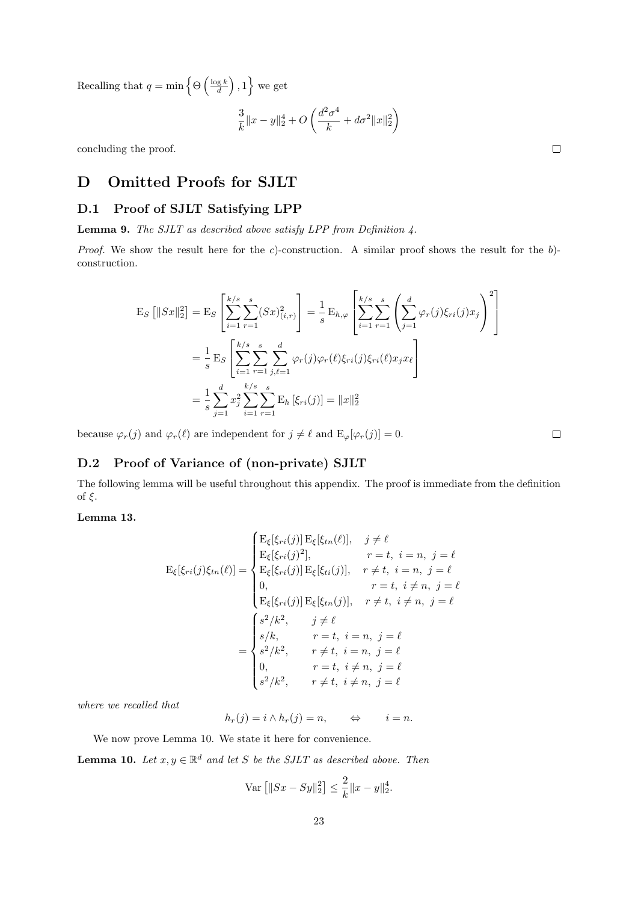Recalling that $q = \min\left\{\Theta\left(\frac{\log k}{d}\right), 1\right\}$ we get

$$\frac{3}{k}\|x-y\|_2^4 + O\left(\frac{d^2\sigma^4}{k} + d\sigma^2\|x\|_2^2\right)$$

concluding the proof. $\square$

# D Omitted Proofs for SJLT

## D.1 Proof of SJLT Satisfying LPP

**Lemma 9.** *The SJLT as described above satisfy LPP from Definition 4.*

*Proof.* We show the result here for the $c$)-construction. A similar proof shows the result for the $b$)-construction.

$$\begin{aligned}
\mathrm{E}_S\left[\|Sx\|_2^2\right] &= \mathrm{E}_S\left[\sum_{i=1}^{k/s}\sum_{r=1}^{s}(Sx)_{(i,r)}^2\right] = \frac{1}{s}\,\mathrm{E}_{h,\varphi}\left[\sum_{i=1}^{k/s}\sum_{r=1}^{s}\left(\sum_{j=1}^{d}\varphi_r(j)\xi_{ri}(j)x_j\right)^2\right] \\
&= \frac{1}{s}\,\mathrm{E}_S\left[\sum_{i=1}^{k/s}\sum_{r=1}^{s}\sum_{j,\ell=1}^{d}\varphi_r(j)\varphi_r(\ell)\xi_{ri}(j)\xi_{ri}(\ell)x_jx_\ell\right] \\
&= \frac{1}{s}\sum_{j=1}^{d}x_j^2\sum_{i=1}^{k/s}\sum_{r=1}^{s}\mathrm{E}_h\left[\xi_{ri}(j)\right] = \|x\|_2^2
\end{aligned}$$

because $\varphi_r(j)$ and $\varphi_r(\ell)$ are independent for $j \neq \ell$ and $\mathrm{E}_\varphi[\varphi_r(j)] = 0$. $\square$

## D.2 Proof of Variance of (non-private) SJLT

The following lemma will be useful throughout this appendix. The proof is immediate from the definition of $\xi$.

**Lemma 13.**

$$\begin{aligned}
\mathrm{E}_\xi[\xi_{ri}(j)\xi_{tn}(\ell)] &= \begin{cases}
\mathrm{E}_\xi[\xi_{ri}(j)]\,\mathrm{E}_\xi[\xi_{tn}(\ell)], & j \neq \ell \\
\mathrm{E}_\xi[\xi_{ri}(j)^2], & r = t,\ i = n,\ j = \ell \\
\mathrm{E}_\xi[\xi_{ri}(j)]\,\mathrm{E}_\xi[\xi_{ti}(j)], & r \neq t,\ i = n,\ j = \ell \\
0, & r = t,\ i \neq n,\ j = \ell \\
\mathrm{E}_\xi[\xi_{ri}(j)]\,\mathrm{E}_\xi[\xi_{tn}(j)], & r \neq t,\ i \neq n,\ j = \ell
\end{cases} \\
&= \begin{cases}
s^2/k^2, & j \neq \ell \\
s/k, & r = t,\ i = n,\ j = \ell \\
s^2/k^2, & r \neq t,\ i = n,\ j = \ell \\
0, & r = t,\ i \neq n,\ j = \ell \\
s^2/k^2, & r \neq t,\ i \neq n,\ j = \ell
\end{cases}
\end{aligned}$$

*where we recalled that*

$$h_r(j) = i \wedge h_r(j) = n, \qquad \Leftrightarrow \qquad i = n.$$

We now prove Lemma 10. We state it here for convenience.

**Lemma 10.** *Let $x, y \in \mathbb{R}^d$ and let $S$ be the SJLT as described above. Then*

$$\mathrm{Var}\left[\|Sx - Sy\|_2^2\right] \leq \frac{2}{k}\|x-y\|_2^4.$$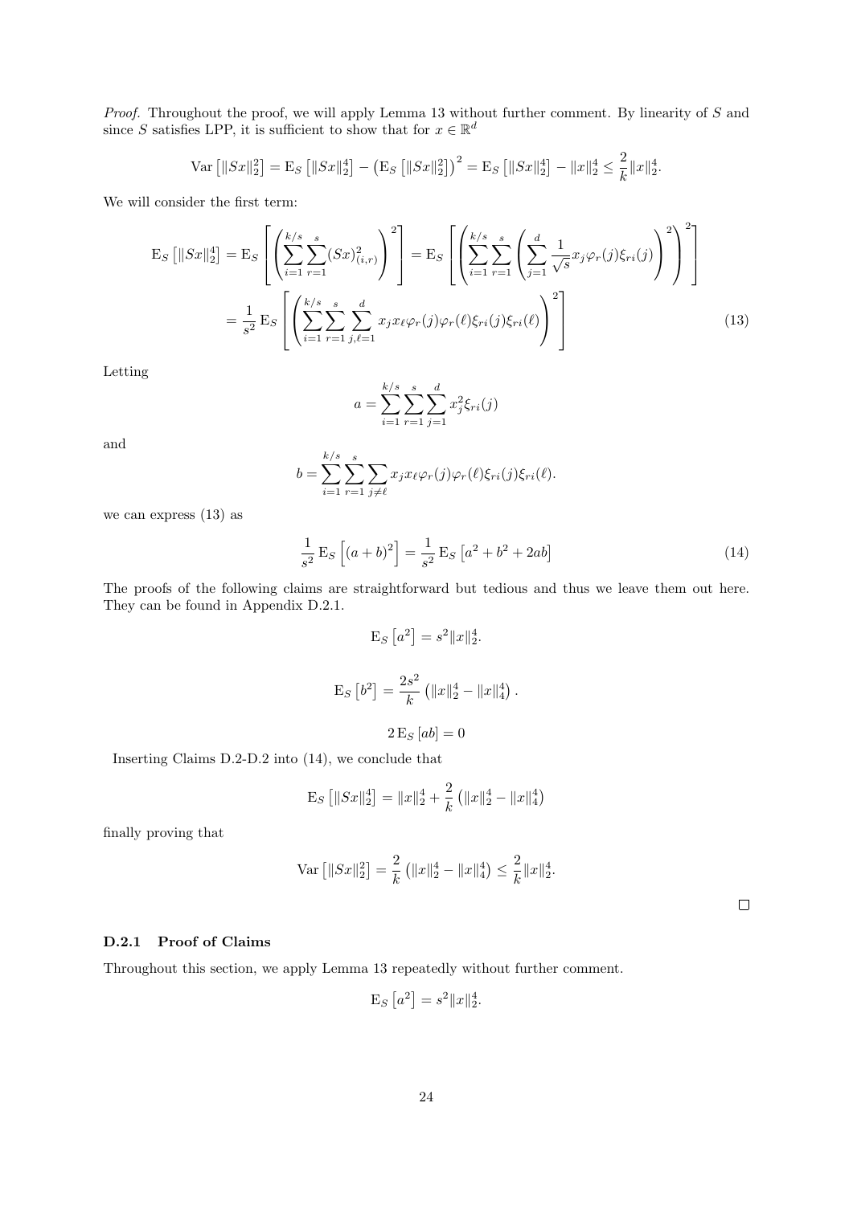*Proof.* Throughout the proof, we will apply Lemma 13 without further comment. By linearity of $S$ and since $S$ satisfies LPP, it is sufficient to show that for $x \in \mathbb{R}^d$

$$\mathrm{Var}\left[\|Sx\|_2^2\right] = \mathrm{E}_S\left[\|Sx\|_2^4\right] - \left(\mathrm{E}_S\left[\|Sx\|_2^2\right]\right)^2 = \mathrm{E}_S\left[\|Sx\|_2^4\right] - \|x\|_2^4 \leq \frac{2}{k}\|x\|_2^4.$$

We will consider the first term:

$$\mathrm{E}_S\left[\|Sx\|_2^4\right] = \mathrm{E}_S\left[\left(\sum_{i=1}^{k/s}\sum_{r=1}^{s}(Sx)_{(i,r)}^2\right)^2\right] = \mathrm{E}_S\left[\left(\sum_{i=1}^{k/s}\sum_{r=1}^{s}\left(\sum_{j=1}^{d}\frac{1}{\sqrt{s}}x_j\varphi_r(j)\xi_{ri}(j)\right)^2\right)^2\right]$$

$$= \frac{1}{s^2}\mathrm{E}_S\left[\left(\sum_{i=1}^{k/s}\sum_{r=1}^{s}\sum_{j,\ell=1}^{d}x_j x_\ell \varphi_r(j)\varphi_r(\ell)\xi_{ri}(j)\xi_{ri}(\ell)\right)^2\right] \tag{13}$$

Letting

$$a = \sum_{i=1}^{k/s}\sum_{r=1}^{s}\sum_{j=1}^{d}x_j^2\xi_{ri}(j)$$

and

$$b = \sum_{i=1}^{k/s}\sum_{r=1}^{s}\sum_{j\neq\ell}x_j x_\ell\varphi_r(j)\varphi_r(\ell)\xi_{ri}(j)\xi_{ri}(\ell).$$

we can express (13) as

$$\frac{1}{s^2}\mathrm{E}_S\left[(a+b)^2\right] = \frac{1}{s^2}\mathrm{E}_S\left[a^2 + b^2 + 2ab\right] \tag{14}$$

The proofs of the following claims are straightforward but tedious and thus we leave them out here. They can be found in Appendix D.2.1.

$$\mathrm{E}_S\left[a^2\right] = s^2\|x\|_2^4.$$

$$\mathrm{E}_S\left[b^2\right] = \frac{2s^2}{k}\left(\|x\|_2^4 - \|x\|_4^4\right).$$

$$2\,\mathrm{E}_S\left[ab\right] = 0$$

Inserting Claims D.2-D.2 into (14), we conclude that

$$\mathrm{E}_S\left[\|Sx\|_2^4\right] = \|x\|_2^4 + \frac{2}{k}\left(\|x\|_2^4 - \|x\|_4^4\right)$$

finally proving that

$$\mathrm{Var}\left[\|Sx\|_2^2\right] = \frac{2}{k}\left(\|x\|_2^4 - \|x\|_4^4\right) \leq \frac{2}{k}\|x\|_2^4.$$

□

### D.2.1 Proof of Claims

Throughout this section, we apply Lemma 13 repeatedly without further comment.

$$\mathrm{E}_S\left[a^2\right] = s^2\|x\|_2^4.$$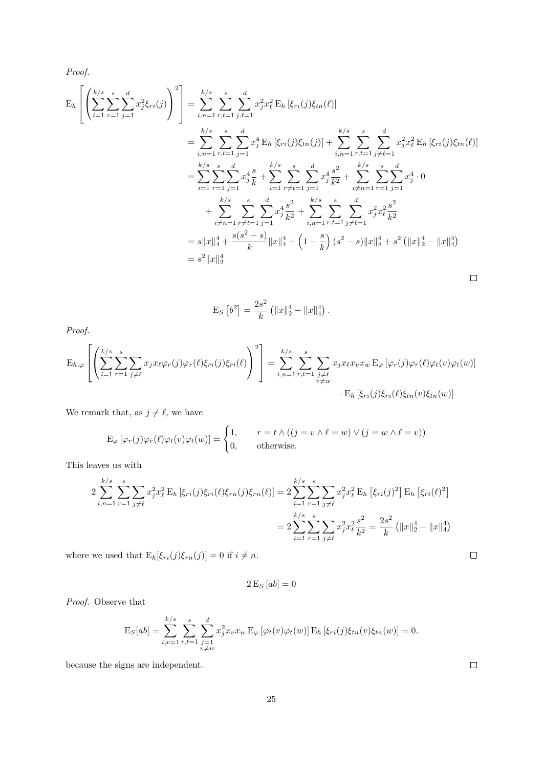*Proof.*

$$
\begin{aligned}
\mathrm{E}_h\left[\left(\sum_{i=1}^{k/s}\sum_{r=1}^{s}\sum_{j=1}^{d} x_j^2 \xi_{ri}(j)\right)^2\right] &= \sum_{i,n=1}^{k/s}\sum_{r,t=1}^{s}\sum_{j,\ell=1}^{d} x_j^2 x_\ell^2 \,\mathrm{E}_h\left[\xi_{ri}(j)\xi_{tn}(\ell)\right] \\
&= \sum_{i,n=1}^{k/s}\sum_{r,t=1}^{s}\sum_{j=1}^{d} x_j^4 \,\mathrm{E}_h\left[\xi_{ri}(j)\xi_{tn}(j)\right] + \sum_{i,n=1}^{k/s}\sum_{r,t=1}^{s}\sum_{j\neq\ell=1}^{d} x_j^2 x_\ell^2 \,\mathrm{E}_h\left[\xi_{ri}(j)\xi_{tn}(\ell)\right] \\
&= \sum_{i=1}^{k/s}\sum_{r=1}^{s}\sum_{j=1}^{d} x_j^4 \frac{s}{k} + \sum_{i=1}^{k/s}\sum_{r\neq t=1}^{s}\sum_{j=1}^{d} x_j^4 \frac{s^2}{k^2} + \sum_{i\neq n=1}^{k/s}\sum_{r=1}^{s}\sum_{j=1}^{d} x_j^4 \cdot 0 \\
&\quad + \sum_{i\neq n=1}^{k/s}\sum_{r\neq t=1}^{s}\sum_{j=1}^{d} x_j^4 \frac{s^2}{k^2} + \sum_{i,n=1}^{k/s}\sum_{r,t=1}^{s}\sum_{j\neq\ell=1}^{d} x_j^2 x_\ell^2 \frac{s^2}{k^2} \\
&= s\|x\|_4^4 + \frac{s(s^2-s)}{k}\|x\|_4^4 + \left(1-\frac{s}{k}\right)(s^2-s)\|x\|_4^4 + s^2\left(\|x\|_2^4 - \|x\|_4^4\right) \\
&= s^2\|x\|_2^4
\end{aligned}
$$

□

$$
\mathrm{E}_S\left[b^2\right] = \frac{2s^2}{k}\left(\|x\|_2^4 - \|x\|_4^4\right).
$$

*Proof.*

$$
\begin{aligned}
\mathrm{E}_{h,\varphi}\left[\left(\sum_{i=1}^{k/s}\sum_{r=1}^{s}\sum_{j\neq\ell} x_j x_\ell \varphi_r(j)\varphi_r(\ell)\xi_{ri}(j)\xi_{ri}(\ell)\right)^2\right] &= \sum_{i,n=1}^{k/s}\sum_{r,t=1}^{s}\sum_{\substack{j\neq\ell\\ v\neq w}} x_j x_\ell x_v x_w \,\mathrm{E}_\varphi\left[\varphi_r(j)\varphi_r(\ell)\varphi_t(v)\varphi_t(w)\right] \\
&\qquad \cdot \mathrm{E}_h\left[\xi_{ri}(j)\xi_{ri}(\ell)\xi_{tn}(v)\xi_{tn}(w)\right]
\end{aligned}
$$

We remark that, as $j \neq \ell$, we have

$$
\mathrm{E}_\varphi\left[\varphi_r(j)\varphi_r(\ell)\varphi_t(v)\varphi_t(w)\right] = \begin{cases} 1, & r = t \wedge \left((j = v \wedge \ell = w) \vee (j = w \wedge \ell = v)\right) \\ 0, & \text{otherwise.} \end{cases}
$$

This leaves us with

$$
\begin{aligned}
2\sum_{i,n=1}^{k/s}\sum_{r=1}^{s}\sum_{j\neq\ell} x_j^2 x_\ell^2 \,\mathrm{E}_h\left[\xi_{ri}(j)\xi_{ri}(\ell)\xi_{rn}(j)\xi_{rn}(\ell)\right] &= 2\sum_{i=1}^{k/s}\sum_{r=1}^{s}\sum_{j\neq\ell} x_j^2 x_\ell^2 \,\mathrm{E}_h\left[\xi_{ri}(j)^2\right]\mathrm{E}_h\left[\xi_{ri}(\ell)^2\right] \\
&= 2\sum_{i=1}^{k/s}\sum_{r=1}^{s}\sum_{j\neq\ell} x_j^2 x_\ell^2 \frac{s^2}{k^2} = \frac{2s^2}{k}\left(\|x\|_2^4 - \|x\|_4^4\right)
\end{aligned}
$$

where we used that $\mathrm{E}_h[\xi_{ri}(j)\xi_{rn}(j)] = 0$ if $i \neq n$. □

$$
2\,\mathrm{E}_S\left[ab\right] = 0
$$

*Proof.* Observe that

$$
\mathrm{E}_S[ab] = \sum_{i,v=1}^{k/s}\sum_{r,t=1}^{s}\sum_{\substack{j=1\\ v\neq w}}^{d} x_j^2 x_v x_w \,\mathrm{E}_\varphi\left[\varphi_t(v)\varphi_t(w)\right]\mathrm{E}_h\left[\xi_{ri}(j)\xi_{tn}(v)\xi_{tn}(w)\right] = 0.
$$

because the signs are independent. □